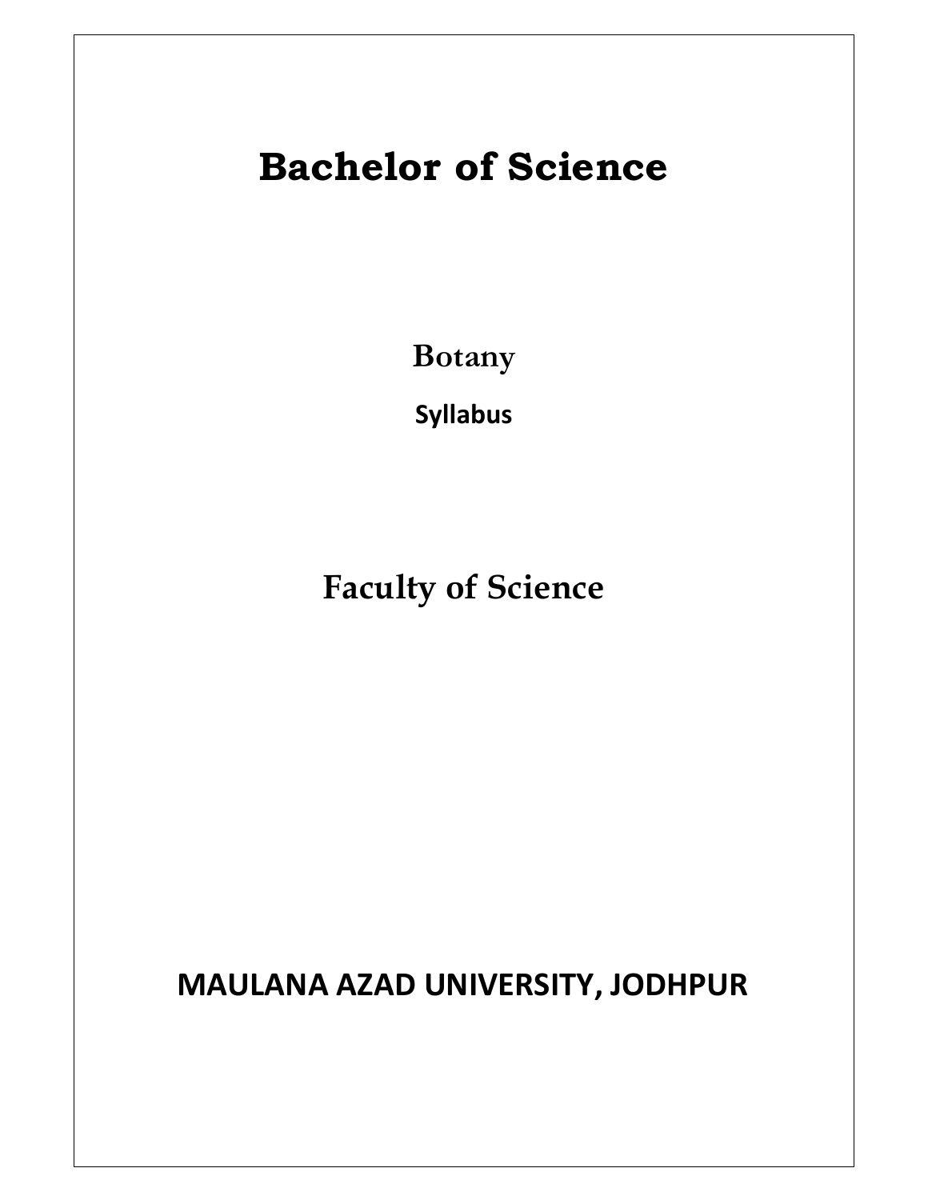# Bachelor of Science

## Botany

**Syllabus**

## Faculty of Science

**MAULANA AZAD UNIVERSITY, JODHPUR**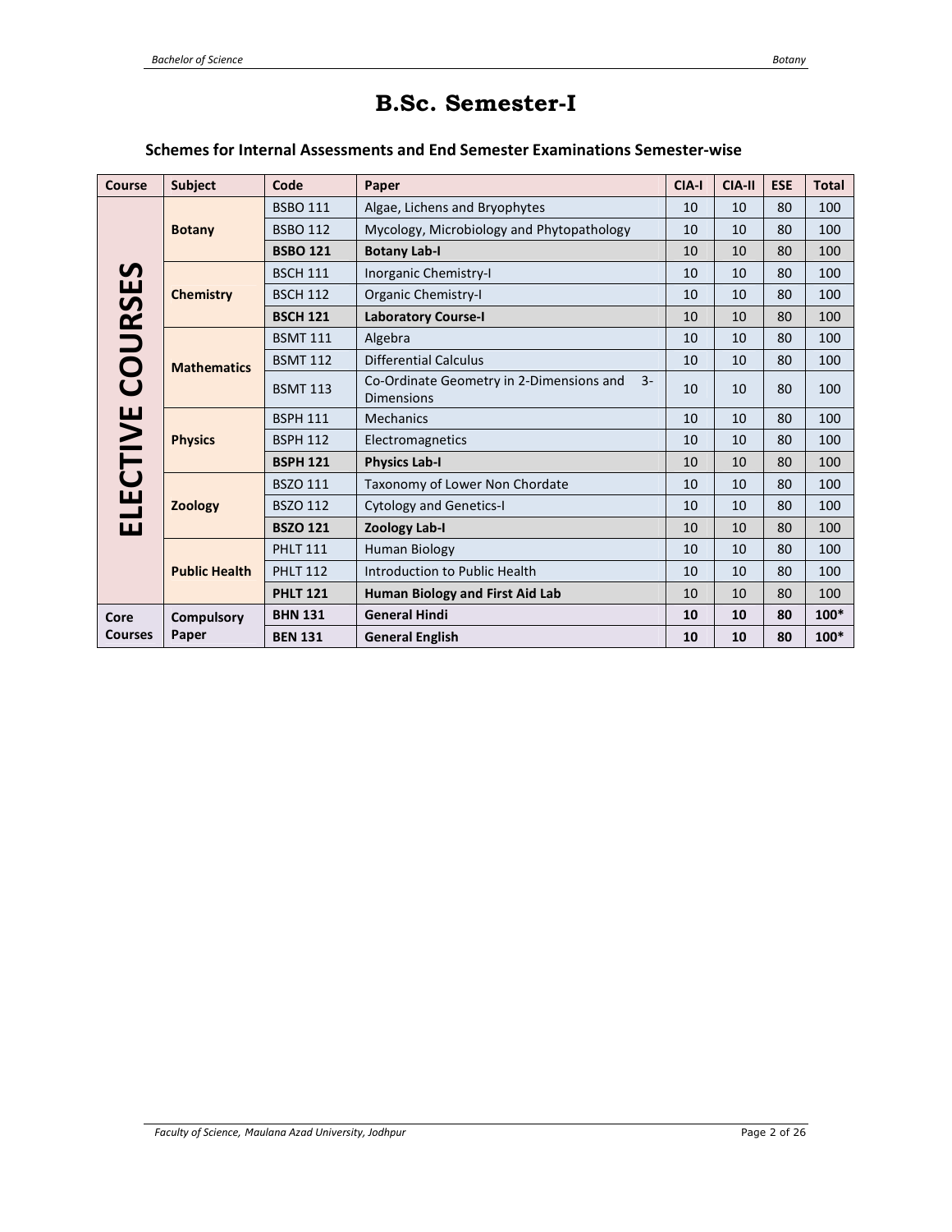# B.Sc. Semester-I

### Schemes for Internal Assessments and End Semester Examinations Semester-wise

| Course | Subject | Code | Paper | CIA-I | CIA-II | ESE | Total |
|---|---|---|---|---|---|---|---|
| ELECTIVE COURSES | Botany | BSBO 111 | Algae, Lichens and Bryophytes | 10 | 10 | 80 | 100 |
| | | BSBO 112 | Mycology, Microbiology and Phytopathology | 10 | 10 | 80 | 100 |
| | | **BSBO 121** | **Botany Lab-I** | 10 | 10 | 80 | 100 |
| | Chemistry | BSCH 111 | Inorganic Chemistry-I | 10 | 10 | 80 | 100 |
| | | BSCH 112 | Organic Chemistry-I | 10 | 10 | 80 | 100 |
| | | **BSCH 121** | **Laboratory Course-I** | 10 | 10 | 80 | 100 |
| | Mathematics | BSMT 111 | Algebra | 10 | 10 | 80 | 100 |
| | | BSMT 112 | Differential Calculus | 10 | 10 | 80 | 100 |
| | | BSMT 113 | Co-Ordinate Geometry in 2-Dimensions and 3-Dimensions | 10 | 10 | 80 | 100 |
| | Physics | BSPH 111 | Mechanics | 10 | 10 | 80 | 100 |
| | | BSPH 112 | Electromagnetics | 10 | 10 | 80 | 100 |
| | | **BSPH 121** | **Physics Lab-I** | 10 | 10 | 80 | 100 |
| | Zoology | BSZO 111 | Taxonomy of Lower Non Chordate | 10 | 10 | 80 | 100 |
| | | BSZO 112 | Cytology and Genetics-I | 10 | 10 | 80 | 100 |
| | | **BSZO 121** | **Zoology Lab-I** | 10 | 10 | 80 | 100 |
| | Public Health | PHLT 111 | Human Biology | 10 | 10 | 80 | 100 |
| | | PHLT 112 | Introduction to Public Health | 10 | 10 | 80 | 100 |
| | | **PHLT 121** | **Human Biology and First Aid Lab** | 10 | 10 | 80 | 100 |
| Core Courses | Compulsory Paper | **BHN 131** | **General Hindi** | **10** | **10** | **80** | **100*** |
| | | **BEN 131** | **General English** | **10** | **10** | **80** | **100*** |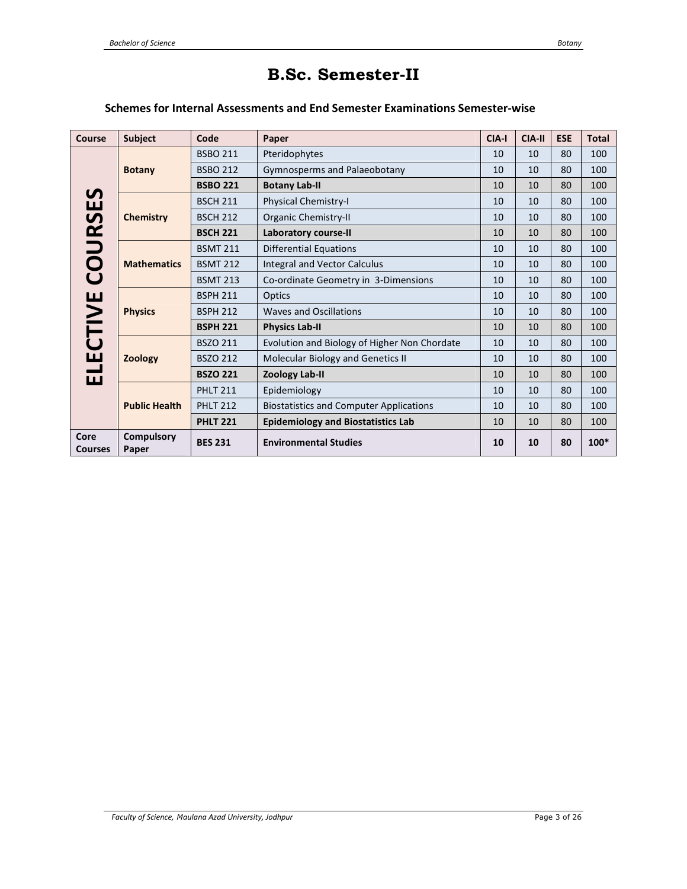# B.Sc. Semester-II

## Schemes for Internal Assessments and End Semester Examinations Semester-wise

| Course | Subject | Code | Paper | CIA-I | CIA-II | ESE | Total |
|---|---|---|---|---|---|---|---|
| ELECTIVE COURSES | Botany | BSBO 211 | Pteridophytes | 10 | 10 | 80 | 100 |
| | | BSBO 212 | Gymnosperms and Palaeobotany | 10 | 10 | 80 | 100 |
| | | **BSBO 221** | **Botany Lab-II** | 10 | 10 | 80 | 100 |
| | Chemistry | BSCH 211 | Physical Chemistry-I | 10 | 10 | 80 | 100 |
| | | BSCH 212 | Organic Chemistry-II | 10 | 10 | 80 | 100 |
| | | **BSCH 221** | **Laboratory course-II** | 10 | 10 | 80 | 100 |
| | Mathematics | BSMT 211 | Differential Equations | 10 | 10 | 80 | 100 |
| | | BSMT 212 | Integral and Vector Calculus | 10 | 10 | 80 | 100 |
| | | BSMT 213 | Co-ordinate Geometry in 3-Dimensions | 10 | 10 | 80 | 100 |
| | Physics | BSPH 211 | Optics | 10 | 10 | 80 | 100 |
| | | BSPH 212 | Waves and Oscillations | 10 | 10 | 80 | 100 |
| | | **BSPH 221** | **Physics Lab-II** | 10 | 10 | 80 | 100 |
| | Zoology | BSZO 211 | Evolution and Biology of Higher Non Chordate | 10 | 10 | 80 | 100 |
| | | BSZO 212 | Molecular Biology and Genetics II | 10 | 10 | 80 | 100 |
| | | **BSZO 221** | **Zoology Lab-II** | 10 | 10 | 80 | 100 |
| | Public Health | PHLT 211 | Epidemiology | 10 | 10 | 80 | 100 |
| | | PHLT 212 | Biostatistics and Computer Applications | 10 | 10 | 80 | 100 |
| | | **PHLT 221** | **Epidemiology and Biostatistics Lab** | 10 | 10 | 80 | 100 |
| Core Courses | Compulsory Paper | **BES 231** | **Environmental Studies** | **10** | **10** | **80** | **100*** |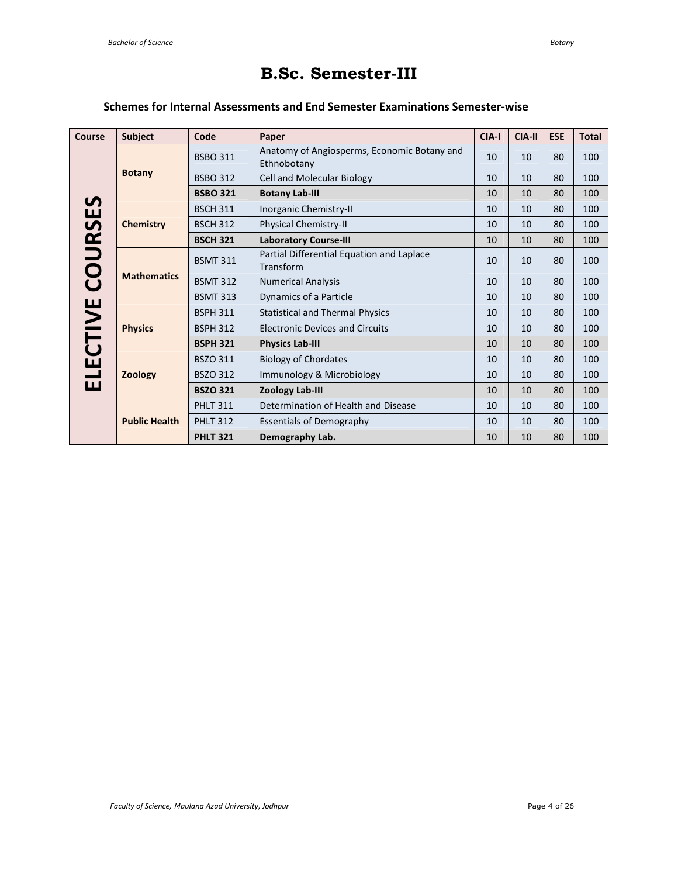# B.Sc. Semester-III

### Schemes for Internal Assessments and End Semester Examinations Semester-wise

| Course | Subject | Code | Paper | CIA-I | CIA-II | ESE | Total |
|---|---|---|---|---|---|---|---|
| ELECTIVE COURSES | Botany | BSBO 311 | Anatomy of Angiosperms, Economic Botany and Ethnobotany | 10 | 10 | 80 | 100 |
| | | BSBO 312 | Cell and Molecular Biology | 10 | 10 | 80 | 100 |
| | | **BSBO 321** | **Botany Lab-III** | 10 | 10 | 80 | 100 |
| | Chemistry | BSCH 311 | Inorganic Chemistry-II | 10 | 10 | 80 | 100 |
| | | BSCH 312 | Physical Chemistry-II | 10 | 10 | 80 | 100 |
| | | **BSCH 321** | **Laboratory Course-III** | 10 | 10 | 80 | 100 |
| | Mathematics | BSMT 311 | Partial Differential Equation and Laplace Transform | 10 | 10 | 80 | 100 |
| | | BSMT 312 | Numerical Analysis | 10 | 10 | 80 | 100 |
| | | BSMT 313 | Dynamics of a Particle | 10 | 10 | 80 | 100 |
| | Physics | BSPH 311 | Statistical and Thermal Physics | 10 | 10 | 80 | 100 |
| | | BSPH 312 | Electronic Devices and Circuits | 10 | 10 | 80 | 100 |
| | | **BSPH 321** | **Physics Lab-III** | 10 | 10 | 80 | 100 |
| | Zoology | BSZO 311 | Biology of Chordates | 10 | 10 | 80 | 100 |
| | | BSZO 312 | Immunology & Microbiology | 10 | 10 | 80 | 100 |
| | | **BSZO 321** | **Zoology Lab-III** | 10 | 10 | 80 | 100 |
| | Public Health | PHLT 311 | Determination of Health and Disease | 10 | 10 | 80 | 100 |
| | | PHLT 312 | Essentials of Demography | 10 | 10 | 80 | 100 |
| | | **PHLT 321** | **Demography Lab.** | 10 | 10 | 80 | 100 |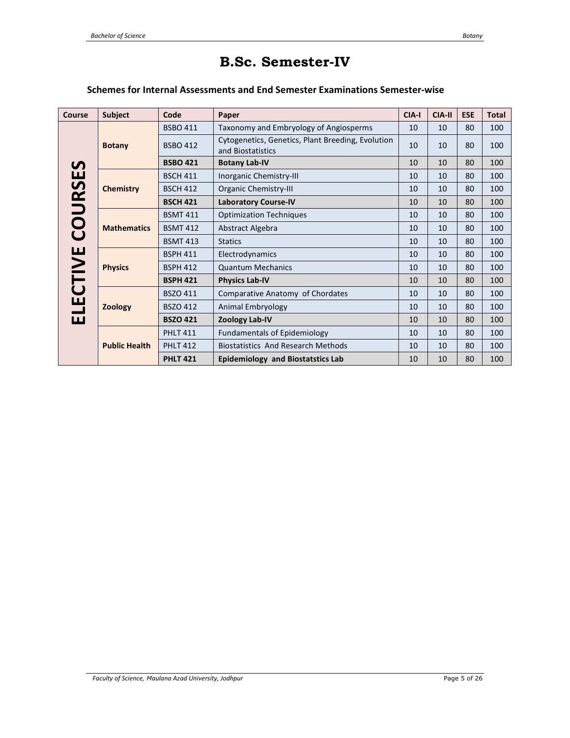# B.Sc. Semester-IV

### Schemes for Internal Assessments and End Semester Examinations Semester-wise

| Course | Subject | Code | Paper | CIA-I | CIA-II | ESE | Total |
|---|---|---|---|---|---|---|---|
| ELECTIVE COURSES | Botany | BSBO 411 | Taxonomy and Embryology of Angiosperms | 10 | 10 | 80 | 100 |
| | | BSBO 412 | Cytogenetics, Genetics, Plant Breeding, Evolution and Biostatistics | 10 | 10 | 80 | 100 |
| | | **BSBO 421** | **Botany Lab-IV** | 10 | 10 | 80 | 100 |
| | Chemistry | BSCH 411 | Inorganic Chemistry-III | 10 | 10 | 80 | 100 |
| | | BSCH 412 | Organic Chemistry-III | 10 | 10 | 80 | 100 |
| | | **BSCH 421** | **Laboratory Course-IV** | 10 | 10 | 80 | 100 |
| | Mathematics | BSMT 411 | Optimization Techniques | 10 | 10 | 80 | 100 |
| | | BSMT 412 | Abstract Algebra | 10 | 10 | 80 | 100 |
| | | BSMT 413 | Statics | 10 | 10 | 80 | 100 |
| | Physics | BSPH 411 | Electrodynamics | 10 | 10 | 80 | 100 |
| | | BSPH 412 | Quantum Mechanics | 10 | 10 | 80 | 100 |
| | | **BSPH 421** | **Physics Lab-IV** | 10 | 10 | 80 | 100 |
| | Zoology | BSZO 411 | Comparative Anatomy of Chordates | 10 | 10 | 80 | 100 |
| | | BSZO 412 | Animal Embryology | 10 | 10 | 80 | 100 |
| | | **BSZO 421** | **Zoology Lab-IV** | 10 | 10 | 80 | 100 |
| | Public Health | PHLT 411 | Fundamentals of Epidemiology | 10 | 10 | 80 | 100 |
| | | PHLT 412 | Biostatistics And Research Methods | 10 | 10 | 80 | 100 |
| | | **PHLT 421** | **Epidemiology and Biostatstics Lab** | 10 | 10 | 80 | 100 |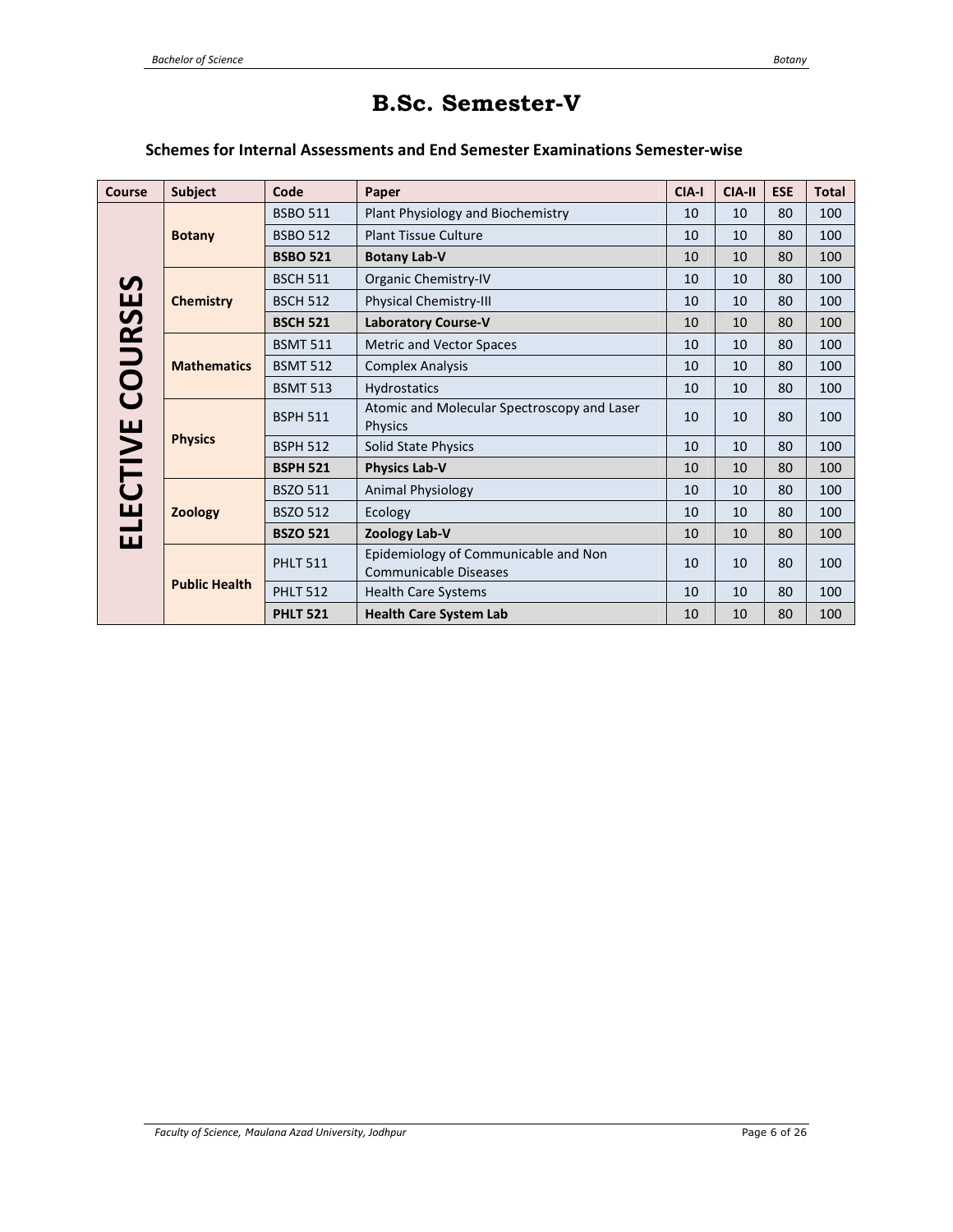# B.Sc. Semester-V

### Schemes for Internal Assessments and End Semester Examinations Semester-wise

| Course | Subject | Code | Paper | CIA-I | CIA-II | ESE | Total |
|---|---|---|---|---|---|---|---|
| ELECTIVE COURSES | Botany | BSBO 511 | Plant Physiology and Biochemistry | 10 | 10 | 80 | 100 |
| | | BSBO 512 | Plant Tissue Culture | 10 | 10 | 80 | 100 |
| | | **BSBO 521** | **Botany Lab-V** | 10 | 10 | 80 | 100 |
| | Chemistry | BSCH 511 | Organic Chemistry-IV | 10 | 10 | 80 | 100 |
| | | BSCH 512 | Physical Chemistry-III | 10 | 10 | 80 | 100 |
| | | **BSCH 521** | **Laboratory Course-V** | 10 | 10 | 80 | 100 |
| | Mathematics | BSMT 511 | Metric and Vector Spaces | 10 | 10 | 80 | 100 |
| | | BSMT 512 | Complex Analysis | 10 | 10 | 80 | 100 |
| | | BSMT 513 | Hydrostatics | 10 | 10 | 80 | 100 |
| | Physics | BSPH 511 | Atomic and Molecular Spectroscopy and Laser Physics | 10 | 10 | 80 | 100 |
| | | BSPH 512 | Solid State Physics | 10 | 10 | 80 | 100 |
| | | **BSPH 521** | **Physics Lab-V** | 10 | 10 | 80 | 100 |
| | Zoology | BSZO 511 | Animal Physiology | 10 | 10 | 80 | 100 |
| | | BSZO 512 | Ecology | 10 | 10 | 80 | 100 |
| | | **BSZO 521** | **Zoology Lab-V** | 10 | 10 | 80 | 100 |
| | Public Health | PHLT 511 | Epidemiology of Communicable and Non Communicable Diseases | 10 | 10 | 80 | 100 |
| | | PHLT 512 | Health Care Systems | 10 | 10 | 80 | 100 |
| | | **PHLT 521** | **Health Care System Lab** | 10 | 10 | 80 | 100 |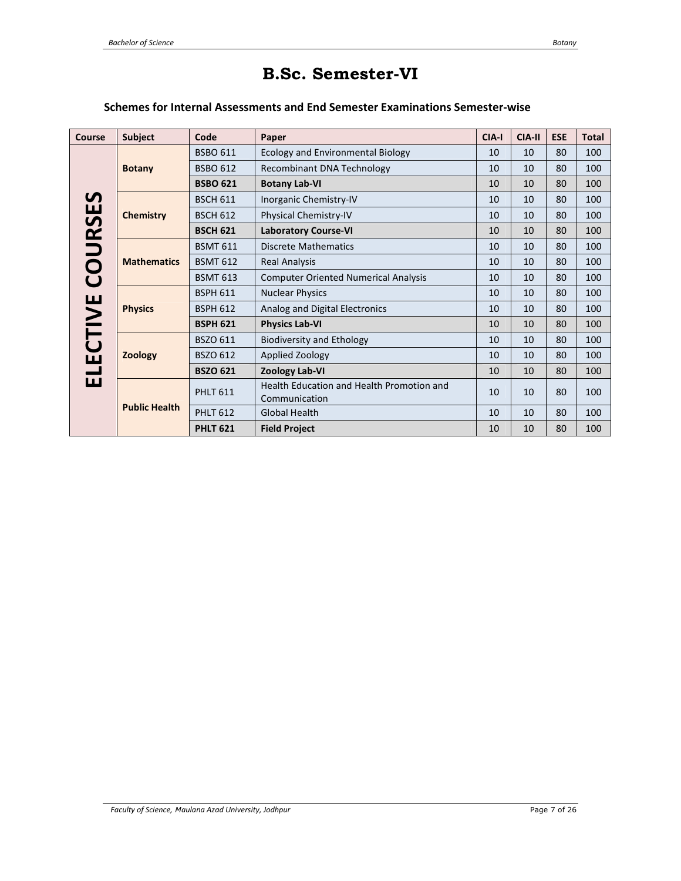# B.Sc. Semester-VI

## Schemes for Internal Assessments and End Semester Examinations Semester-wise

| Course | Subject | Code | Paper | CIA-I | CIA-II | ESE | Total |
|---|---|---|---|---|---|---|---|
| ELECTIVE COURSES | Botany | BSBO 611 | Ecology and Environmental Biology | 10 | 10 | 80 | 100 |
| | | BSBO 612 | Recombinant DNA Technology | 10 | 10 | 80 | 100 |
| | | **BSBO 621** | **Botany Lab-VI** | 10 | 10 | 80 | 100 |
| | Chemistry | BSCH 611 | Inorganic Chemistry-IV | 10 | 10 | 80 | 100 |
| | | BSCH 612 | Physical Chemistry-IV | 10 | 10 | 80 | 100 |
| | | **BSCH 621** | **Laboratory Course-VI** | 10 | 10 | 80 | 100 |
| | Mathematics | BSMT 611 | Discrete Mathematics | 10 | 10 | 80 | 100 |
| | | BSMT 612 | Real Analysis | 10 | 10 | 80 | 100 |
| | | BSMT 613 | Computer Oriented Numerical Analysis | 10 | 10 | 80 | 100 |
| | Physics | BSPH 611 | Nuclear Physics | 10 | 10 | 80 | 100 |
| | | BSPH 612 | Analog and Digital Electronics | 10 | 10 | 80 | 100 |
| | | **BSPH 621** | **Physics Lab-VI** | 10 | 10 | 80 | 100 |
| | Zoology | BSZO 611 | Biodiversity and Ethology | 10 | 10 | 80 | 100 |
| | | BSZO 612 | Applied Zoology | 10 | 10 | 80 | 100 |
| | | **BSZO 621** | **Zoology Lab-VI** | 10 | 10 | 80 | 100 |
| | Public Health | PHLT 611 | Health Education and Health Promotion and Communication | 10 | 10 | 80 | 100 |
| | | PHLT 612 | Global Health | 10 | 10 | 80 | 100 |
| | | **PHLT 621** | **Field Project** | 10 | 10 | 80 | 100 |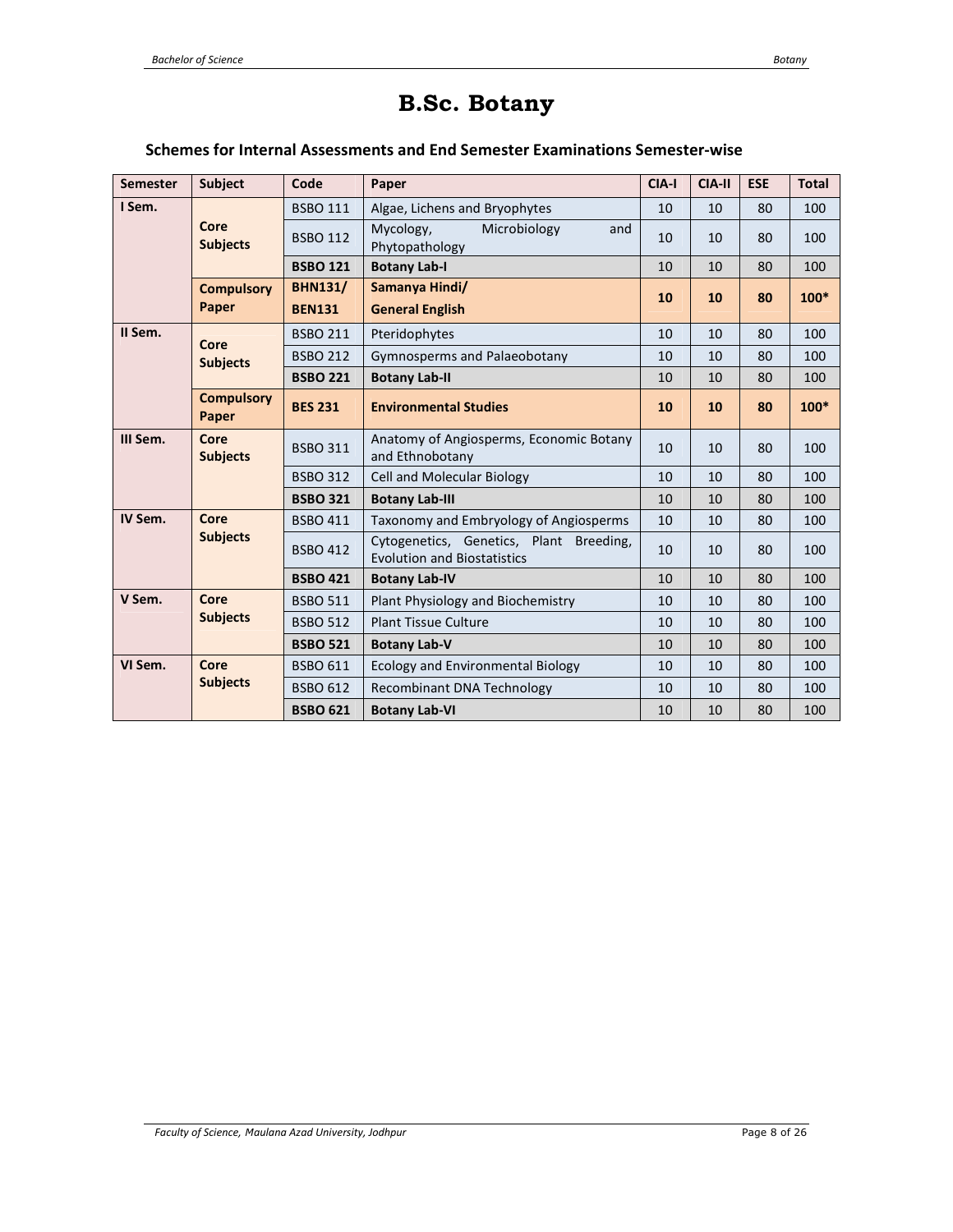# B.Sc. Botany

## Schemes for Internal Assessments and End Semester Examinations Semester-wise

| Semester | Subject | Code | Paper | CIA-I | CIA-II | ESE | Total |
|---|---|---|---|---|---|---|---|
| I Sem. | Core Subjects | BSBO 111 | Algae, Lichens and Bryophytes | 10 | 10 | 80 | 100 |
| | | BSBO 112 | Mycology, Microbiology and Phytopathology | 10 | 10 | 80 | 100 |
| | | **BSBO 121** | **Botany Lab-I** | 10 | 10 | 80 | 100 |
| | **Compulsory Paper** | **BHN131/ BEN131** | **Samanya Hindi/ General English** | **10** | **10** | **80** | **100*** |
| II Sem. | Core Subjects | BSBO 211 | Pteridophytes | 10 | 10 | 80 | 100 |
| | | BSBO 212 | Gymnosperms and Palaeobotany | 10 | 10 | 80 | 100 |
| | | **BSBO 221** | **Botany Lab-II** | 10 | 10 | 80 | 100 |
| | **Compulsory Paper** | **BES 231** | **Environmental Studies** | **10** | **10** | **80** | **100*** |
| III Sem. | Core Subjects | BSBO 311 | Anatomy of Angiosperms, Economic Botany and Ethnobotany | 10 | 10 | 80 | 100 |
| | | BSBO 312 | Cell and Molecular Biology | 10 | 10 | 80 | 100 |
| | | **BSBO 321** | **Botany Lab-III** | 10 | 10 | 80 | 100 |
| IV Sem. | Core Subjects | BSBO 411 | Taxonomy and Embryology of Angiosperms | 10 | 10 | 80 | 100 |
| | | BSBO 412 | Cytogenetics, Genetics, Plant Breeding, Evolution and Biostatistics | 10 | 10 | 80 | 100 |
| | | **BSBO 421** | **Botany Lab-IV** | 10 | 10 | 80 | 100 |
| V Sem. | Core Subjects | BSBO 511 | Plant Physiology and Biochemistry | 10 | 10 | 80 | 100 |
| | | BSBO 512 | Plant Tissue Culture | 10 | 10 | 80 | 100 |
| | | **BSBO 521** | **Botany Lab-V** | 10 | 10 | 80 | 100 |
| VI Sem. | Core Subjects | BSBO 611 | Ecology and Environmental Biology | 10 | 10 | 80 | 100 |
| | | BSBO 612 | Recombinant DNA Technology | 10 | 10 | 80 | 100 |
| | | **BSBO 621** | **Botany Lab-VI** | 10 | 10 | 80 | 100 |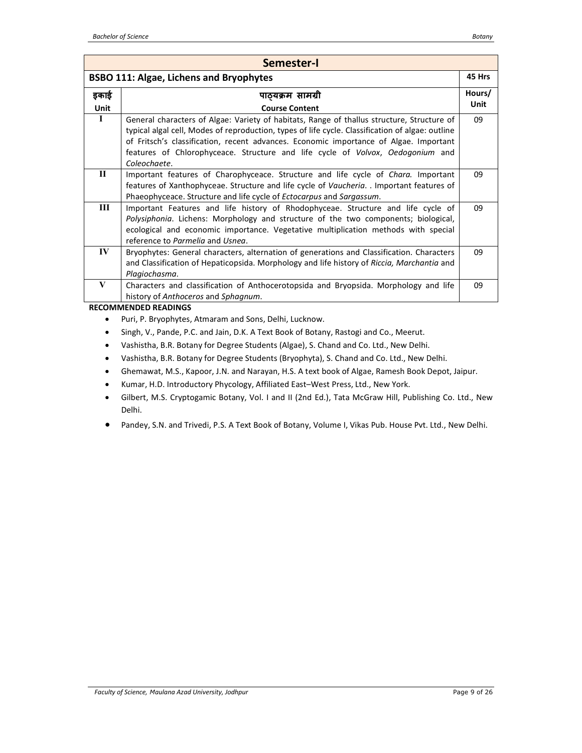## Semester-I

| BSBO 111: Algae, Lichens and Bryophytes | | 45 Hrs |
|---|---|---|
| **इकाई Unit** | **पाठ्यक्रम सामग्री Course Content** | **Hours/ Unit** |
| I | General characters of Algae: Variety of habitats, Range of thallus structure, Structure of typical algal cell, Modes of reproduction, types of life cycle. Classification of algae: outline of Fritsch's classification, recent advances. Economic importance of Algae. Important features of Chlorophyceace. Structure and life cycle of *Volvox*, *Oedogonium* and *Coleochaete*. | 09 |
| II | Important features of Charophyceace. Structure and life cycle of *Chara.* Important features of Xanthophyceae. Structure and life cycle of *Vaucheria*. . Important features of Phaeophyceace. Structure and life cycle of *Ectocarpus* and *Sargassum*. | 09 |
| III | Important Features and life history of Rhodophyceae. Structure and life cycle of *Polysiphonia*. Lichens: Morphology and structure of the two components; biological, ecological and economic importance. Vegetative multiplication methods with special reference to *Parmelia* and *Usnea*. | 09 |
| IV | Bryophytes: General characters, alternation of generations and Classification. Characters and Classification of Hepaticopsida. Morphology and life history of *Riccia, Marchantia* and *Plagiochasma*. | 09 |
| V | Characters and classification of Anthocerotopsida and Bryopsida. Morphology and life history of *Anthoceros* and *Sphagnum*. | 09 |

**RECOMMENDED READINGS**

- Puri, P. Bryophytes, Atmaram and Sons, Delhi, Lucknow.
- Singh, V., Pande, P.C. and Jain, D.K. A Text Book of Botany, Rastogi and Co., Meerut.
- Vashistha, B.R. Botany for Degree Students (Algae), S. Chand and Co. Ltd., New Delhi.
- Vashistha, B.R. Botany for Degree Students (Bryophyta), S. Chand and Co. Ltd., New Delhi.
- Ghemawat, M.S., Kapoor, J.N. and Narayan, H.S. A text book of Algae, Ramesh Book Depot, Jaipur.
- Kumar, H.D. Introductory Phycology, Affiliated East–West Press, Ltd., New York.
- Gilbert, M.S. Cryptogamic Botany, Vol. I and II (2nd Ed.), Tata McGraw Hill, Publishing Co. Ltd., New Delhi.
- Pandey, S.N. and Trivedi, P.S. A Text Book of Botany, Volume I, Vikas Pub. House Pvt. Ltd., New Delhi.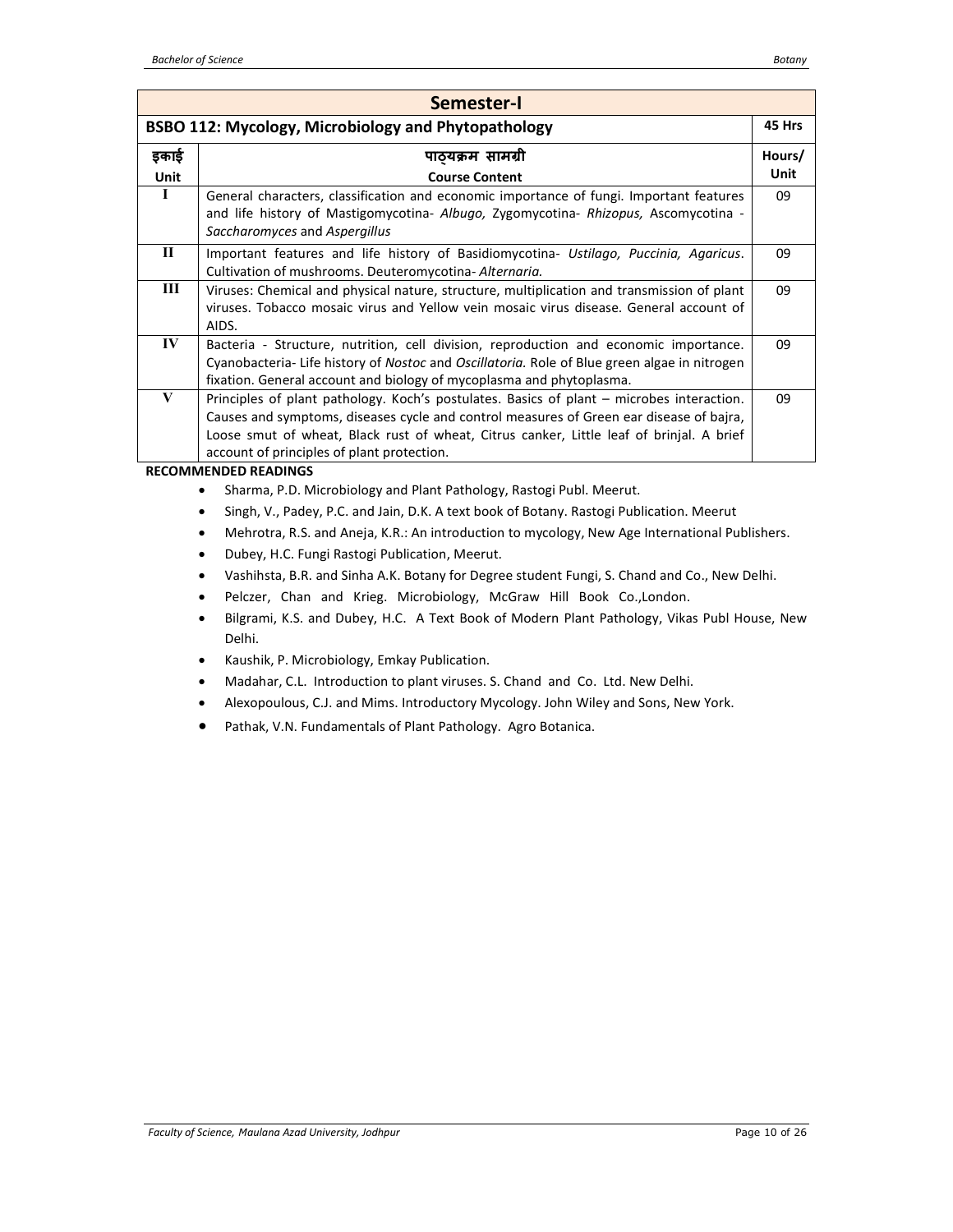## Semester-I

| BSBO 112: Mycology, Microbiology and Phytopathology | | 45 Hrs |
|---|---|---|
| **इकाई Unit** | **पाठ्यक्रम सामग्री Course Content** | **Hours/ Unit** |
| I | General characters, classification and economic importance of fungi. Important features and life history of Mastigomycotina- *Albugo,* Zygomycotina- *Rhizopus,* Ascomycotina - *Saccharomyces* and *Aspergillus* | 09 |
| II | Important features and life history of Basidiomycotina- *Ustilago, Puccinia, Agaricus*. Cultivation of mushrooms. Deuteromycotina- *Alternaria.* | 09 |
| III | Viruses: Chemical and physical nature, structure, multiplication and transmission of plant viruses. Tobacco mosaic virus and Yellow vein mosaic virus disease. General account of AIDS. | 09 |
| IV | Bacteria - Structure, nutrition, cell division, reproduction and economic importance. Cyanobacteria- Life history of *Nostoc* and *Oscillatoria.* Role of Blue green algae in nitrogen fixation. General account and biology of mycoplasma and phytoplasma. | 09 |
| V | Principles of plant pathology. Koch's postulates. Basics of plant – microbes interaction. Causes and symptoms, diseases cycle and control measures of Green ear disease of bajra, Loose smut of wheat, Black rust of wheat, Citrus canker, Little leaf of brinjal. A brief account of principles of plant protection. | 09 |

**RECOMMENDED READINGS**

- Sharma, P.D. Microbiology and Plant Pathology, Rastogi Publ. Meerut.
- Singh, V., Padey, P.C. and Jain, D.K. A text book of Botany. Rastogi Publication. Meerut
- Mehrotra, R.S. and Aneja, K.R.: An introduction to mycology, New Age International Publishers.
- Dubey, H.C. Fungi Rastogi Publication, Meerut.
- Vashihsta, B.R. and Sinha A.K. Botany for Degree student Fungi, S. Chand and Co., New Delhi.
- Pelczer, Chan and Krieg. Microbiology, McGraw Hill Book Co.,London.
- Bilgrami, K.S. and Dubey, H.C. A Text Book of Modern Plant Pathology, Vikas Publ House, New Delhi.
- Kaushik, P. Microbiology, Emkay Publication.
- Madahar, C.L. Introduction to plant viruses. S. Chand and Co. Ltd. New Delhi.
- Alexopoulous, C.J. and Mims. Introductory Mycology. John Wiley and Sons, New York.
- Pathak, V.N. Fundamentals of Plant Pathology. Agro Botanica.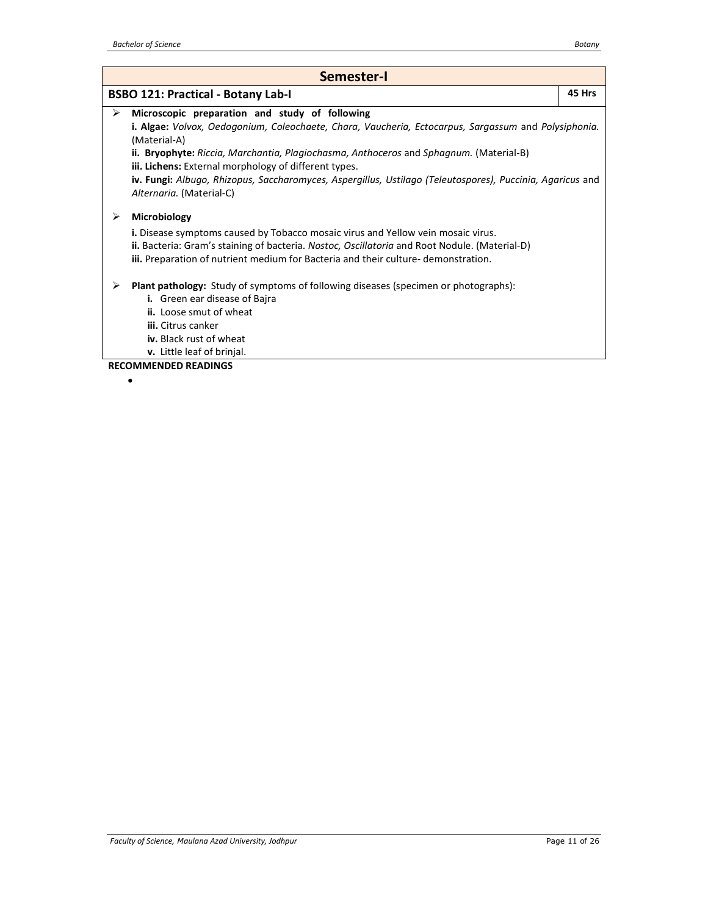## Semester-I

### BSBO 121: Practical - Botany Lab-I — 45 Hrs

- **Microscopic preparation and study of following**

  **i. Algae:** *Volvox, Oedogonium, Coleochaete, Chara, Vaucheria, Ectocarpus, Sargassum* and *Polysiphonia.* (Material-A)

  **ii. Bryophyte:** *Riccia, Marchantia, Plagiochasma, Anthoceros* and *Sphagnum.* (Material-B)

  **iii. Lichens:** External morphology of different types.

  **iv. Fungi:** *Albugo, Rhizopus, Saccharomyces, Aspergillus, Ustilago (Teleutospores), Puccinia, Agaricus* and *Alternaria.* (Material-C)

- **Microbiology**

  **i.** Disease symptoms caused by Tobacco mosaic virus and Yellow vein mosaic virus.

  **ii.** Bacteria: Gram's staining of bacteria. *Nostoc, Oscillatoria* and Root Nodule. (Material-D)

  **iii.** Preparation of nutrient medium for Bacteria and their culture- demonstration.

- **Plant pathology:** Study of symptoms of following diseases (specimen or photographs):

  **i.** Green ear disease of Bajra

  **ii.** Loose smut of wheat

  **iii.** Citrus canker

  **iv.** Black rust of wheat

  **v.** Little leaf of brinjal.

**RECOMMENDED READINGS**

-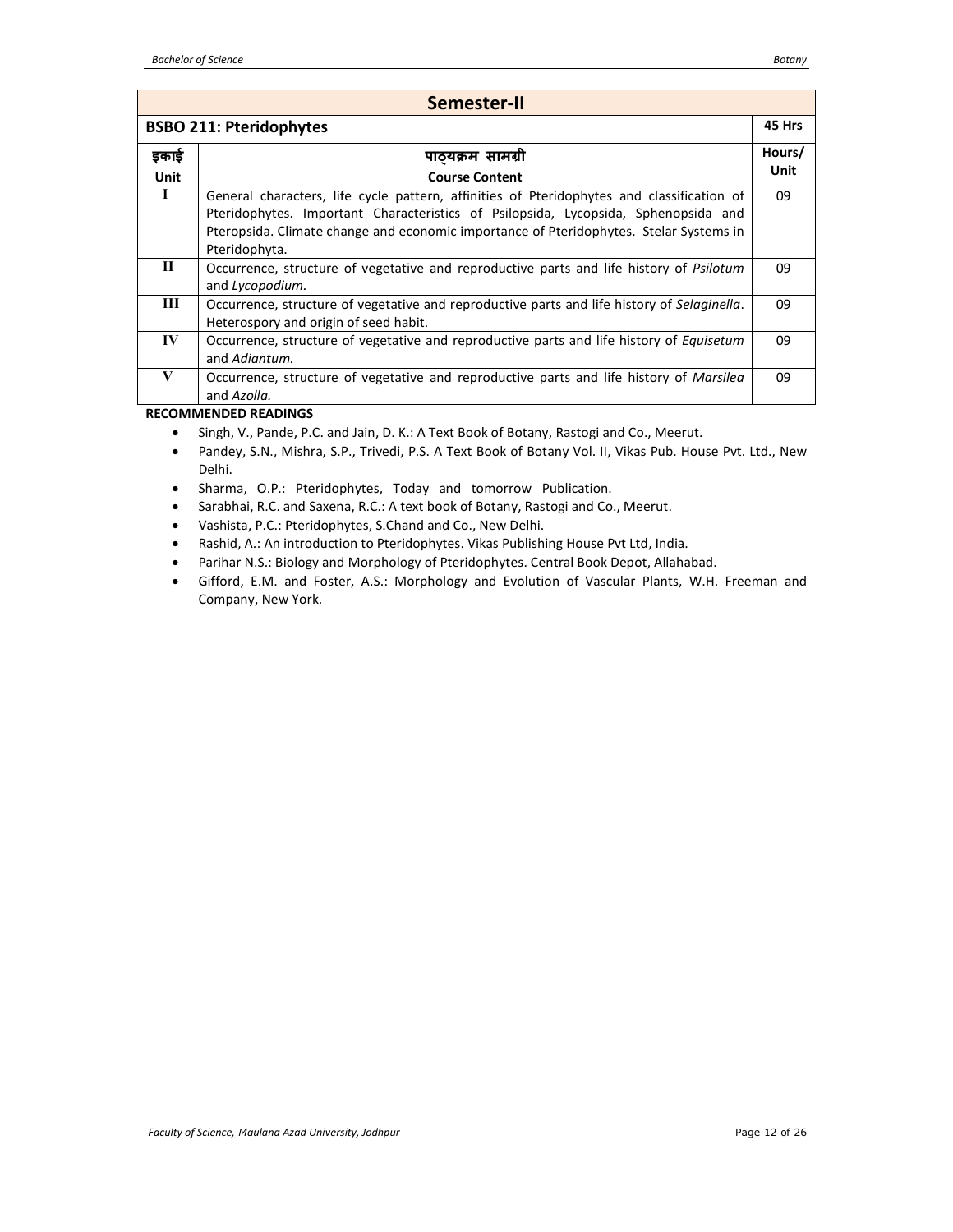## Semester-II

| BSBO 211: Pteridophytes | | 45 Hrs |
|---|---|---|
| इकाई<br>Unit | पाठ्यक्रम सामग्री<br>Course Content | Hours/<br>Unit |
| I | General characters, life cycle pattern, affinities of Pteridophytes and classification of Pteridophytes. Important Characteristics of Psilopsida, Lycopsida, Sphenopsida and Pteropsida. Climate change and economic importance of Pteridophytes. Stelar Systems in Pteridophyta. | 09 |
| II | Occurrence, structure of vegetative and reproductive parts and life history of *Psilotum* and *Lycopodium.* | 09 |
| III | Occurrence, structure of vegetative and reproductive parts and life history of *Selaginella*. Heterospory and origin of seed habit. | 09 |
| IV | Occurrence, structure of vegetative and reproductive parts and life history of *Equisetum* and *Adiantum.* | 09 |
| V | Occurrence, structure of vegetative and reproductive parts and life history of *Marsilea* and *Azolla.* | 09 |

**RECOMMENDED READINGS**

- Singh, V., Pande, P.C. and Jain, D. K.: A Text Book of Botany, Rastogi and Co., Meerut.
- Pandey, S.N., Mishra, S.P., Trivedi, P.S. A Text Book of Botany Vol. II, Vikas Pub. House Pvt. Ltd., New Delhi.
- Sharma, O.P.: Pteridophytes, Today and tomorrow Publication.
- Sarabhai, R.C. and Saxena, R.C.: A text book of Botany, Rastogi and Co., Meerut.
- Vashista, P.C.: Pteridophytes, S.Chand and Co., New Delhi.
- Rashid, A.: An introduction to Pteridophytes. Vikas Publishing House Pvt Ltd, India.
- Parihar N.S.: Biology and Morphology of Pteridophytes. Central Book Depot, Allahabad.
- Gifford, E.M. and Foster, A.S.: Morphology and Evolution of Vascular Plants, W.H. Freeman and Company, New York.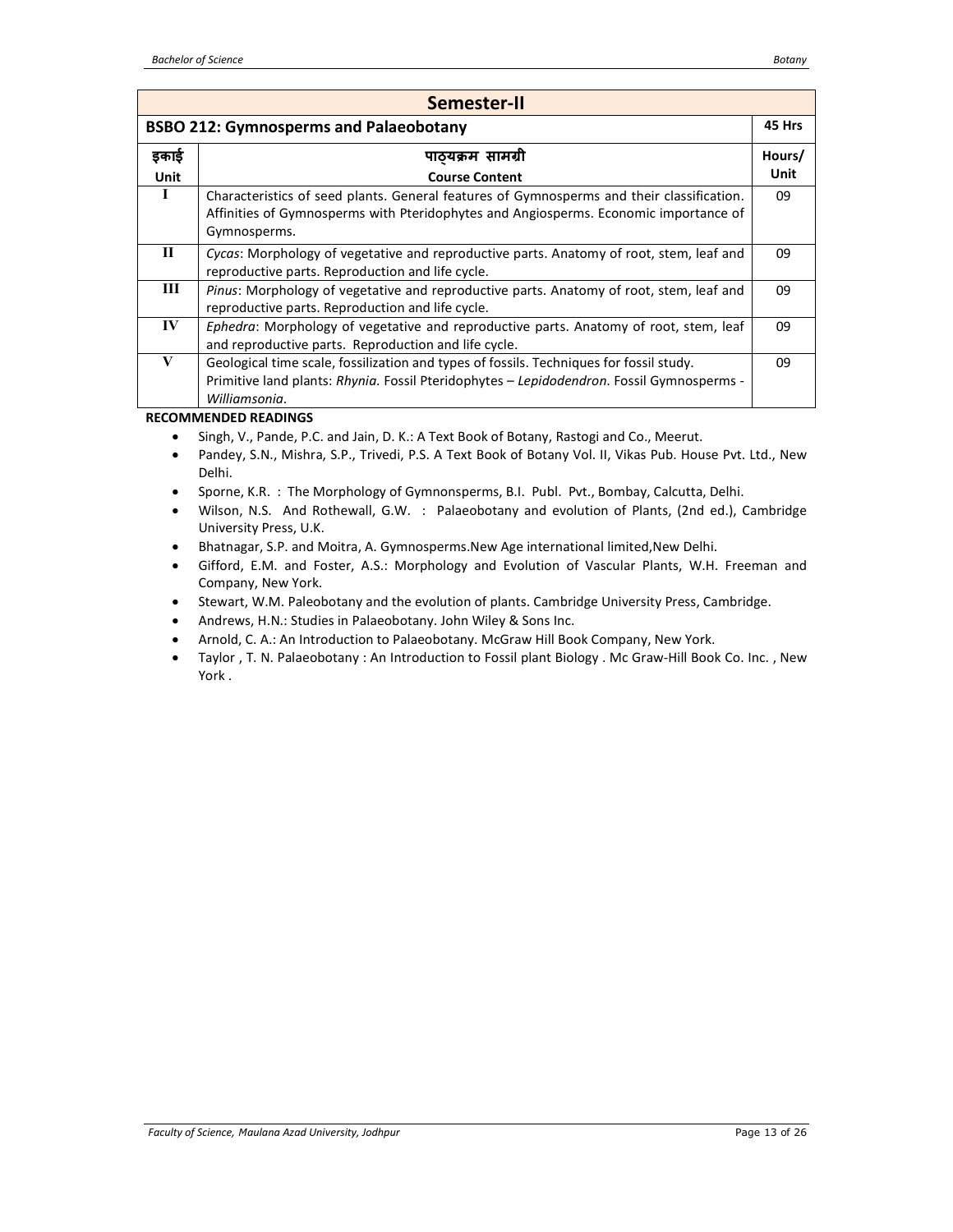## Semester-II

| BSBO 212: Gymnosperms and Palaeobotany | | 45 Hrs |
|---|---|---|
| **इकाई Unit** | **पाठ्यक्रम सामग्री Course Content** | **Hours/ Unit** |
| I | Characteristics of seed plants. General features of Gymnosperms and their classification. Affinities of Gymnosperms with Pteridophytes and Angiosperms. Economic importance of Gymnosperms. | 09 |
| II | *Cycas*: Morphology of vegetative and reproductive parts. Anatomy of root, stem, leaf and reproductive parts. Reproduction and life cycle. | 09 |
| III | *Pinus*: Morphology of vegetative and reproductive parts. Anatomy of root, stem, leaf and reproductive parts. Reproduction and life cycle. | 09 |
| IV | *Ephedra*: Morphology of vegetative and reproductive parts. Anatomy of root, stem, leaf and reproductive parts. Reproduction and life cycle. | 09 |
| V | Geological time scale, fossilization and types of fossils. Techniques for fossil study. Primitive land plants: *Rhynia*. Fossil Pteridophytes – *Lepidodendron*. Fossil Gymnosperms - *Williamsonia*. | 09 |

**RECOMMENDED READINGS**

- Singh, V., Pande, P.C. and Jain, D. K.: A Text Book of Botany, Rastogi and Co., Meerut.
- Pandey, S.N., Mishra, S.P., Trivedi, P.S. A Text Book of Botany Vol. II, Vikas Pub. House Pvt. Ltd., New Delhi.
- Sporne, K.R. : The Morphology of Gymnonsperms, B.I. Publ. Pvt., Bombay, Calcutta, Delhi.
- Wilson, N.S. And Rothewall, G.W. : Palaeobotany and evolution of Plants, (2nd ed.), Cambridge University Press, U.K.
- Bhatnagar, S.P. and Moitra, A. Gymnosperms.New Age international limited,New Delhi.
- Gifford, E.M. and Foster, A.S.: Morphology and Evolution of Vascular Plants, W.H. Freeman and Company, New York.
- Stewart, W.M. Paleobotany and the evolution of plants. Cambridge University Press, Cambridge.
- Andrews, H.N.: Studies in Palaeobotany. John Wiley & Sons Inc.
- Arnold, C. A.: An Introduction to Palaeobotany. McGraw Hill Book Company, New York.
- Taylor , T. N. Palaeobotany : An Introduction to Fossil plant Biology . Mc Graw-Hill Book Co. Inc. , New York .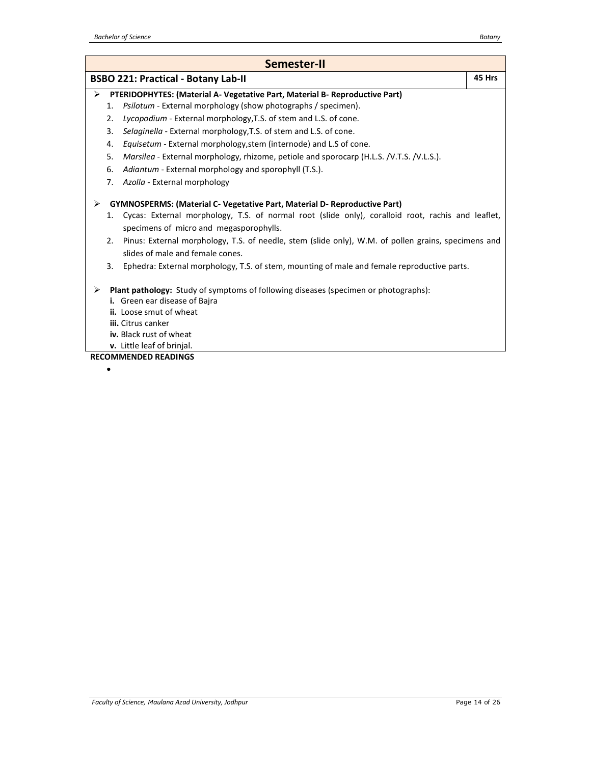## Semester-II

### BSBO 221: Practical - Botany Lab-II — 45 Hrs

- **PTERIDOPHYTES: (Material A- Vegetative Part, Material B- Reproductive Part)**
  1. *Psilotum* - External morphology (show photographs / specimen).
  2. *Lycopodium* - External morphology,T.S. of stem and L.S. of cone.
  3. *Selaginella* - External morphology,T.S. of stem and L.S. of cone.
  4. *Equisetum* - External morphology,stem (internode) and L.S of cone.
  5. *Marsilea* - External morphology, rhizome, petiole and sporocarp (H.L.S. /V.T.S. /V.L.S.).
  6. *Adiantum* - External morphology and sporophyll (T.S.).
  7. *Azolla* - External morphology

- **GYMNOSPERMS: (Material C- Vegetative Part, Material D- Reproductive Part)**
  1. Cycas: External morphology, T.S. of normal root (slide only), coralloid root, rachis and leaflet, specimens of micro and megasporophylls.
  2. Pinus: External morphology, T.S. of needle, stem (slide only), W.M. of pollen grains, specimens and slides of male and female cones.
  3. Ephedra: External morphology, T.S. of stem, mounting of male and female reproductive parts.

- **Plant pathology:** Study of symptoms of following diseases (specimen or photographs):
  - **i.** Green ear disease of Bajra
  - **ii.** Loose smut of wheat
  - **iii.** Citrus canker
  - **iv.** Black rust of wheat
  - **v.** Little leaf of brinjal.

**RECOMMENDED READINGS**

-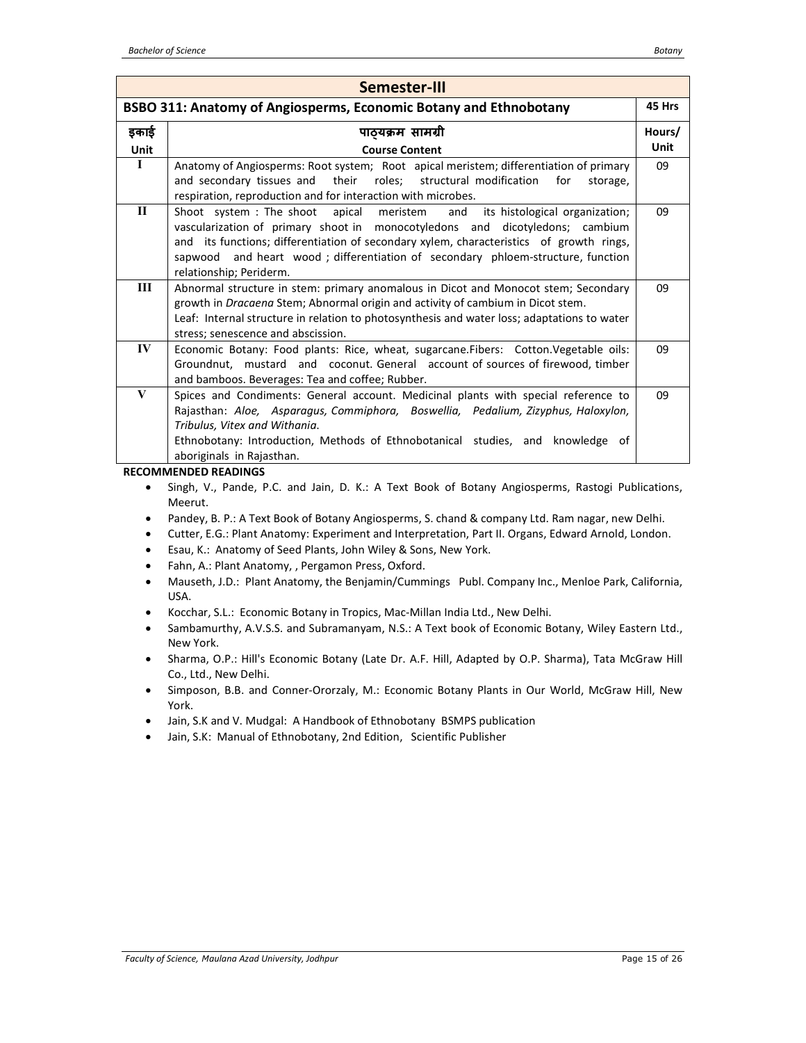## Semester-III

| BSBO 311: Anatomy of Angiosperms, Economic Botany and Ethnobotany | | 45 Hrs |
|---|---|---|
| इकाई<br>Unit | पाठ्यक्रम सामग्री<br>Course Content | Hours/<br>Unit |
| I | Anatomy of Angiosperms: Root system; Root apical meristem; differentiation of primary and secondary tissues and their roles; structural modification for storage, respiration, reproduction and for interaction with microbes. | 09 |
| II | Shoot system : The shoot apical meristem and its histological organization; vascularization of primary shoot in monocotyledons and dicotyledons; cambium and its functions; differentiation of secondary xylem, characteristics of growth rings, sapwood and heart wood ; differentiation of secondary phloem-structure, function relationship; Periderm. | 09 |
| III | Abnormal structure in stem: primary anomalous in Dicot and Monocot stem; Secondary growth in *Dracaena* Stem; Abnormal origin and activity of cambium in Dicot stem.<br>Leaf: Internal structure in relation to photosynthesis and water loss; adaptations to water stress; senescence and abscission. | 09 |
| IV | Economic Botany: Food plants: Rice, wheat, sugarcane.Fibers: Cotton.Vegetable oils: Groundnut, mustard and coconut. General account of sources of firewood, timber and bamboos. Beverages: Tea and coffee; Rubber. | 09 |
| V | Spices and Condiments: General account. Medicinal plants with special reference to Rajasthan: *Aloe, Asparagus, Commiphora, Boswellia, Pedalium, Zizyphus, Haloxylon, Tribulus, Vitex and Withania*.<br>Ethnobotany: Introduction, Methods of Ethnobotanical studies, and knowledge of aboriginals in Rajasthan. | 09 |

**RECOMMENDED READINGS**

- Singh, V., Pande, P.C. and Jain, D. K.: A Text Book of Botany Angiosperms, Rastogi Publications, Meerut.
- Pandey, B. P.: A Text Book of Botany Angiosperms, S. chand & company Ltd. Ram nagar, new Delhi.
- Cutter, E.G.: Plant Anatomy: Experiment and Interpretation, Part II. Organs, Edward Arnold, London.
- Esau, K.: Anatomy of Seed Plants, John Wiley & Sons, New York.
- Fahn, A.: Plant Anatomy, , Pergamon Press, Oxford.
- Mauseth, J.D.: Plant Anatomy, the Benjamin/Cummings Publ. Company Inc., Menloe Park, California, USA.
- Kocchar, S.L.: Economic Botany in Tropics, Mac-Millan India Ltd., New Delhi.
- Sambamurthy, A.V.S.S. and Subramanyam, N.S.: A Text book of Economic Botany, Wiley Eastern Ltd., New York.
- Sharma, O.P.: Hill's Economic Botany (Late Dr. A.F. Hill, Adapted by O.P. Sharma), Tata McGraw Hill Co., Ltd., New Delhi.
- Simposon, B.B. and Conner-Ororzaly, M.: Economic Botany Plants in Our World, McGraw Hill, New York.
- Jain, S.K and V. Mudgal: A Handbook of Ethnobotany BSMPS publication
- Jain, S.K: Manual of Ethnobotany, 2nd Edition, Scientific Publisher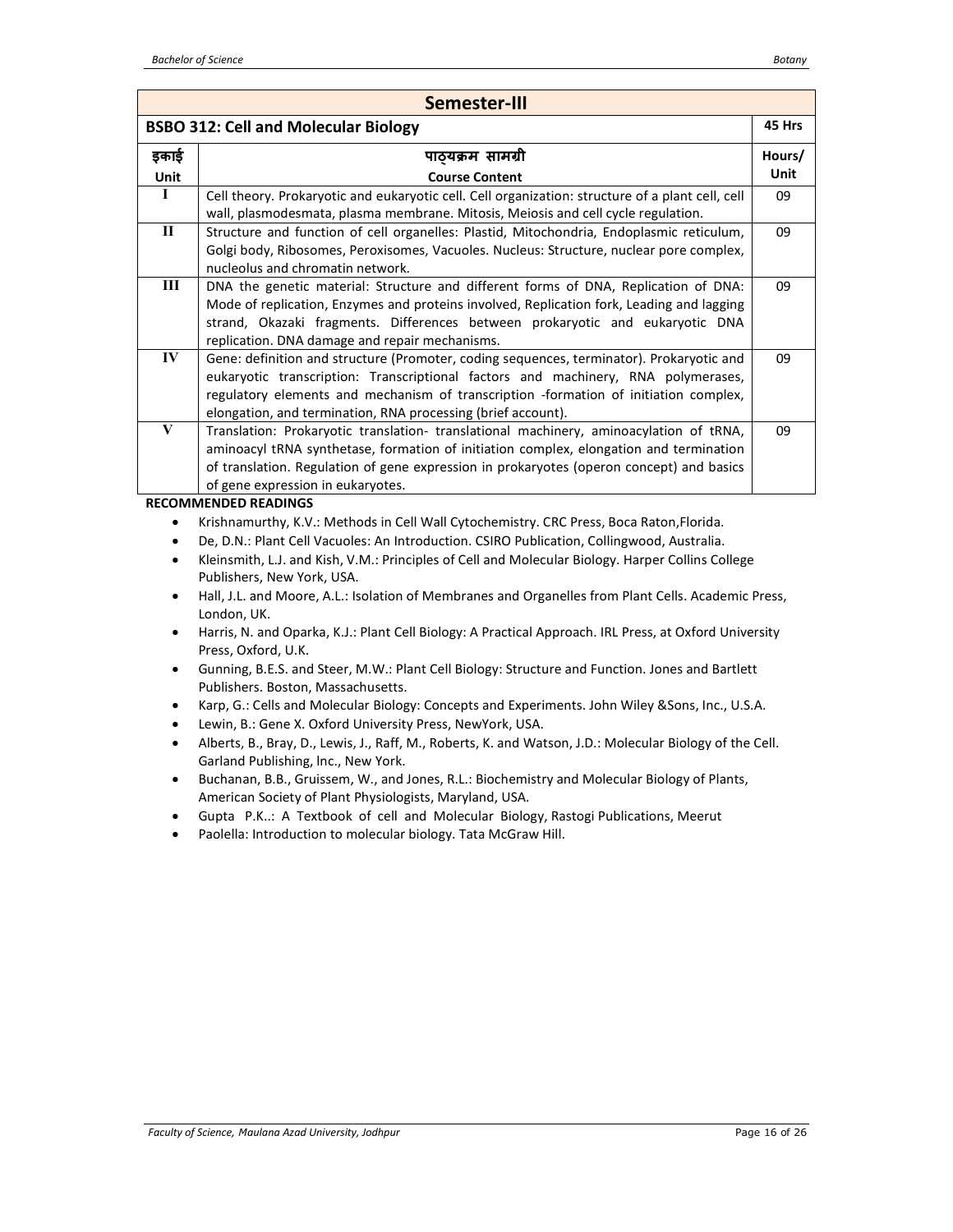## Semester-III

| BSBO 312: Cell and Molecular Biology | | 45 Hrs |
|---|---|---|
| इकाई Unit | पाठ्यक्रम सामग्री Course Content | Hours/ Unit |
| I | Cell theory. Prokaryotic and eukaryotic cell. Cell organization: structure of a plant cell, cell wall, plasmodesmata, plasma membrane. Mitosis, Meiosis and cell cycle regulation. | 09 |
| II | Structure and function of cell organelles: Plastid, Mitochondria, Endoplasmic reticulum, Golgi body, Ribosomes, Peroxisomes, Vacuoles. Nucleus: Structure, nuclear pore complex, nucleolus and chromatin network. | 09 |
| III | DNA the genetic material: Structure and different forms of DNA, Replication of DNA: Mode of replication, Enzymes and proteins involved, Replication fork, Leading and lagging strand, Okazaki fragments. Differences between prokaryotic and eukaryotic DNA replication. DNA damage and repair mechanisms. | 09 |
| IV | Gene: definition and structure (Promoter, coding sequences, terminator). Prokaryotic and eukaryotic transcription: Transcriptional factors and machinery, RNA polymerases, regulatory elements and mechanism of transcription -formation of initiation complex, elongation, and termination, RNA processing (brief account). | 09 |
| V | Translation: Prokaryotic translation- translational machinery, aminoacylation of tRNA, aminoacyl tRNA synthetase, formation of initiation complex, elongation and termination of translation. Regulation of gene expression in prokaryotes (operon concept) and basics of gene expression in eukaryotes. | 09 |

**RECOMMENDED READINGS**

- Krishnamurthy, K.V.: Methods in Cell Wall Cytochemistry. CRC Press, Boca Raton,Florida.
- De, D.N.: Plant Cell Vacuoles: An Introduction. CSIRO Publication, Collingwood, Australia.
- Kleinsmith, L.J. and Kish, V.M.: Principles of Cell and Molecular Biology. Harper Collins College Publishers, New York, USA.
- Hall, J.L. and Moore, A.L.: Isolation of Membranes and Organelles from Plant Cells. Academic Press, London, UK.
- Harris, N. and Oparka, K.J.: Plant Cell Biology: A Practical Approach. IRL Press, at Oxford University Press, Oxford, U.K.
- Gunning, B.E.S. and Steer, M.W.: Plant Cell Biology: Structure and Function. Jones and Bartlett Publishers. Boston, Massachusetts.
- Karp, G.: Cells and Molecular Biology: Concepts and Experiments. John Wiley &Sons, Inc., U.S.A.
- Lewin, B.: Gene X. Oxford University Press, NewYork, USA.
- Alberts, B., Bray, D., Lewis, J., Raff, M., Roberts, K. and Watson, J.D.: Molecular Biology of the Cell. Garland Publishing, lnc., New York.
- Buchanan, B.B., Gruissem, W., and Jones, R.L.: Biochemistry and Molecular Biology of Plants, American Society of Plant Physiologists, Maryland, USA.
- Gupta P.K..: A Textbook of cell and Molecular Biology, Rastogi Publications, Meerut
- Paolella: Introduction to molecular biology. Tata McGraw Hill.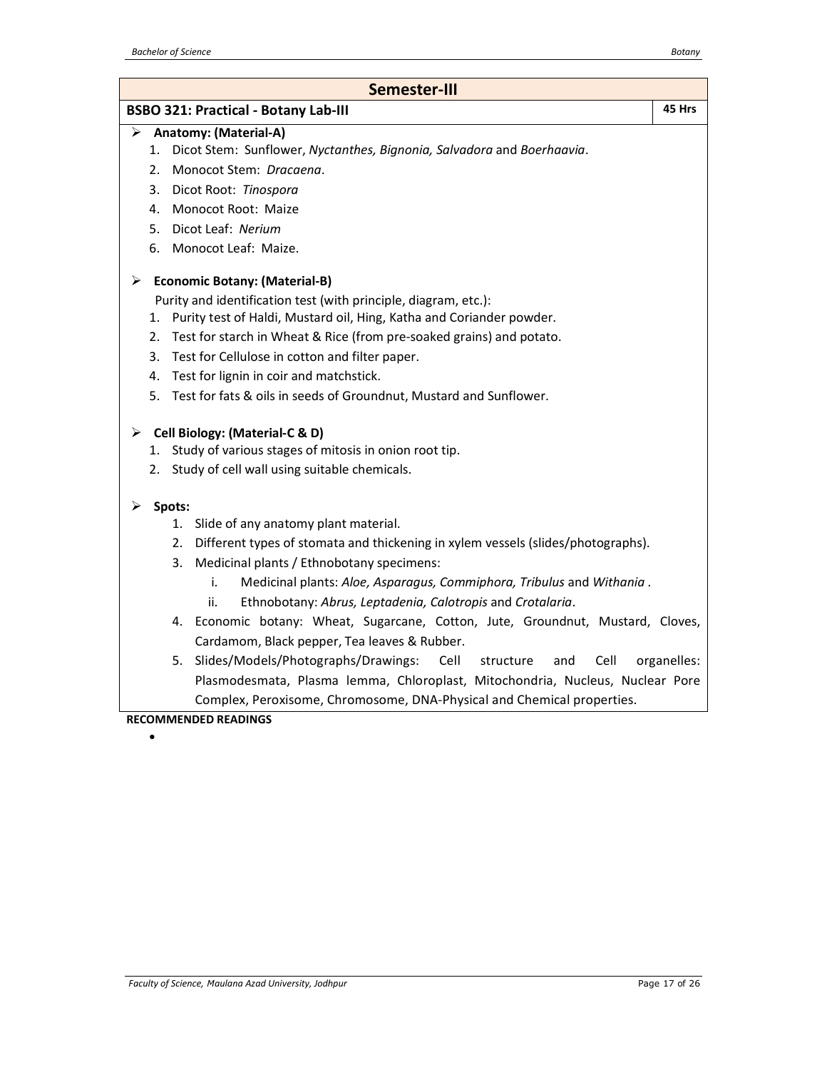## Semester-III

### BSBO 321: Practical - Botany Lab-III — 45 Hrs

- **Anatomy: (Material-A)**
  1. Dicot Stem: Sunflower, *Nyctanthes, Bignonia, Salvadora* and *Boerhaavia*.
  2. Monocot Stem: *Dracaena*.
  3. Dicot Root: *Tinospora*
  4. Monocot Root: Maize
  5. Dicot Leaf: *Nerium*
  6. Monocot Leaf: Maize.

- **Economic Botany: (Material-B)**

  Purity and identification test (with principle, diagram, etc.):
  1. Purity test of Haldi, Mustard oil, Hing, Katha and Coriander powder.
  2. Test for starch in Wheat & Rice (from pre-soaked grains) and potato.
  3. Test for Cellulose in cotton and filter paper.
  4. Test for lignin in coir and matchstick.
  5. Test for fats & oils in seeds of Groundnut, Mustard and Sunflower.

- **Cell Biology: (Material-C & D)**
  1. Study of various stages of mitosis in onion root tip.
  2. Study of cell wall using suitable chemicals.

- **Spots:**
  1. Slide of any anatomy plant material.
  2. Different types of stomata and thickening in xylem vessels (slides/photographs).
  3. Medicinal plants / Ethnobotany specimens:
     - i. Medicinal plants: *Aloe, Asparagus, Commiphora, Tribulus* and *Withania* .
     - ii. Ethnobotany: *Abrus, Leptadenia, Calotropis* and *Crotalaria*.
  4. Economic botany: Wheat, Sugarcane, Cotton, Jute, Groundnut, Mustard, Cloves, Cardamom, Black pepper, Tea leaves & Rubber.
  5. Slides/Models/Photographs/Drawings: Cell structure and Cell organelles: Plasmodesmata, Plasma lemma, Chloroplast, Mitochondria, Nucleus, Nuclear Pore Complex, Peroxisome, Chromosome, DNA-Physical and Chemical properties.

**RECOMMENDED READINGS**

-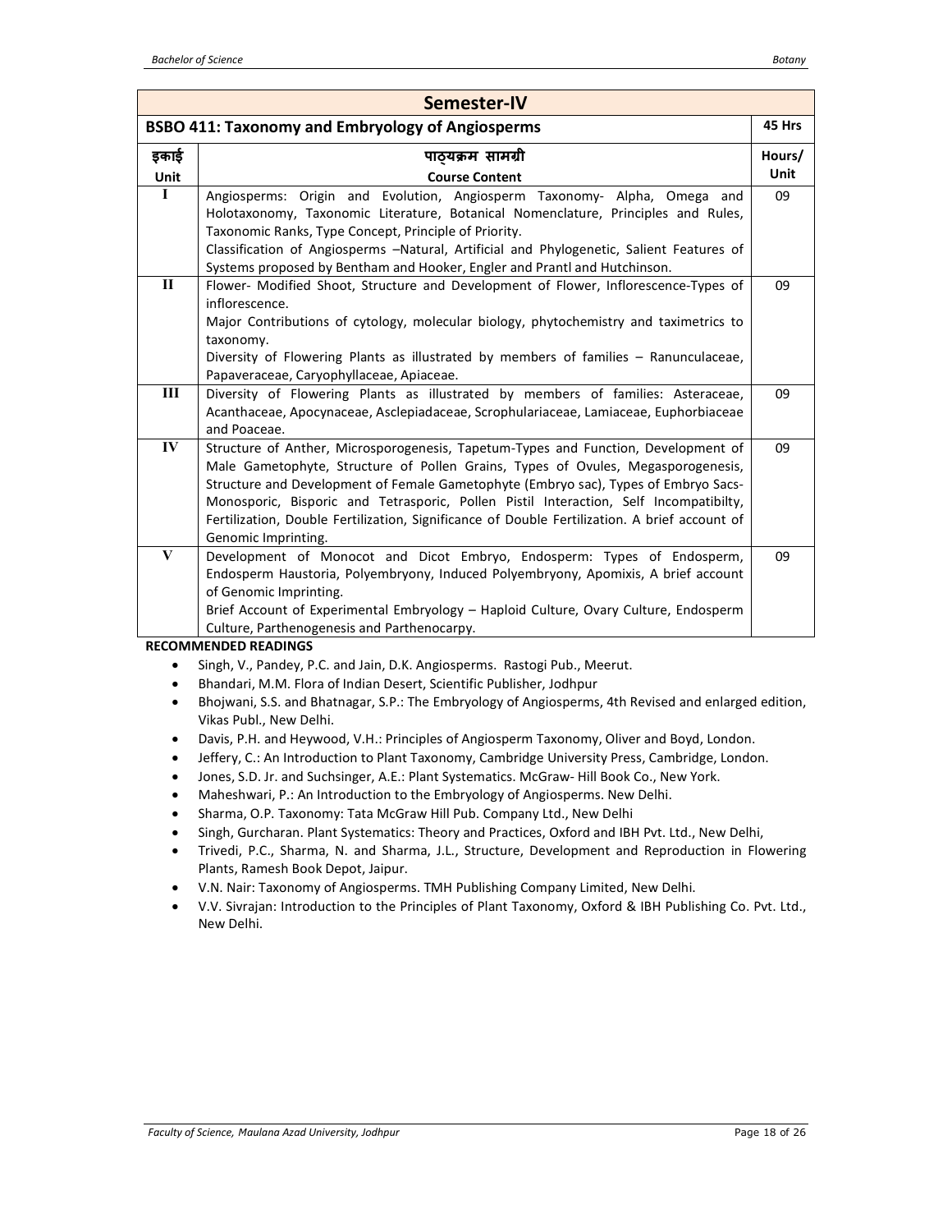## Semester-IV

| BSBO 411: Taxonomy and Embryology of Angiosperms | | 45 Hrs |
|---|---|---|
| इकाई<br>Unit | पाठ्यक्रम सामग्री<br>Course Content | Hours/<br>Unit |
| I | Angiosperms: Origin and Evolution, Angiosperm Taxonomy- Alpha, Omega and Holotaxonomy, Taxonomic Literature, Botanical Nomenclature, Principles and Rules, Taxonomic Ranks, Type Concept, Principle of Priority.<br>Classification of Angiosperms –Natural, Artificial and Phylogenetic, Salient Features of Systems proposed by Bentham and Hooker, Engler and Prantl and Hutchinson. | 09 |
| II | Flower- Modified Shoot, Structure and Development of Flower, Inflorescence-Types of inflorescence.<br>Major Contributions of cytology, molecular biology, phytochemistry and taximetrics to taxonomy.<br>Diversity of Flowering Plants as illustrated by members of families – Ranunculaceae, Papaveraceae, Caryophyllaceae, Apiaceae. | 09 |
| III | Diversity of Flowering Plants as illustrated by members of families: Asteraceae, Acanthaceae, Apocynaceae, Asclepiadaceae, Scrophulariaceae, Lamiaceae, Euphorbiaceae and Poaceae. | 09 |
| IV | Structure of Anther, Microsporogenesis, Tapetum-Types and Function, Development of Male Gametophyte, Structure of Pollen Grains, Types of Ovules, Megasporogenesis, Structure and Development of Female Gametophyte (Embryo sac), Types of Embryo Sacs-Monosporic, Bisporic and Tetrasporic, Pollen Pistil Interaction, Self Incompatibilty, Fertilization, Double Fertilization, Significance of Double Fertilization. A brief account of Genomic Imprinting. | 09 |
| V | Development of Monocot and Dicot Embryo, Endosperm: Types of Endosperm, Endosperm Haustoria, Polyembryony, Induced Polyembryony, Apomixis, A brief account of Genomic Imprinting.<br>Brief Account of Experimental Embryology – Haploid Culture, Ovary Culture, Endosperm Culture, Parthenogenesis and Parthenocarpy. | 09 |

**RECOMMENDED READINGS**

- Singh, V., Pandey, P.C. and Jain, D.K. Angiosperms. Rastogi Pub., Meerut.
- Bhandari, M.M. Flora of Indian Desert, Scientific Publisher, Jodhpur
- Bhojwani, S.S. and Bhatnagar, S.P.: The Embryology of Angiosperms, 4th Revised and enlarged edition, Vikas Publ., New Delhi.
- Davis, P.H. and Heywood, V.H.: Principles of Angiosperm Taxonomy, Oliver and Boyd, London.
- Jeffery, C.: An Introduction to Plant Taxonomy, Cambridge University Press, Cambridge, London.
- Jones, S.D. Jr. and Suchsinger, A.E.: Plant Systematics. McGraw- Hill Book Co., New York.
- Maheshwari, P.: An Introduction to the Embryology of Angiosperms. New Delhi.
- Sharma, O.P. Taxonomy: Tata McGraw Hill Pub. Company Ltd., New Delhi
- Singh, Gurcharan. Plant Systematics: Theory and Practices, Oxford and IBH Pvt. Ltd., New Delhi,
- Trivedi, P.C., Sharma, N. and Sharma, J.L., Structure, Development and Reproduction in Flowering Plants, Ramesh Book Depot, Jaipur.
- V.N. Nair: Taxonomy of Angiosperms. TMH Publishing Company Limited, New Delhi.
- V.V. Sivrajan: Introduction to the Principles of Plant Taxonomy, Oxford & IBH Publishing Co. Pvt. Ltd., New Delhi.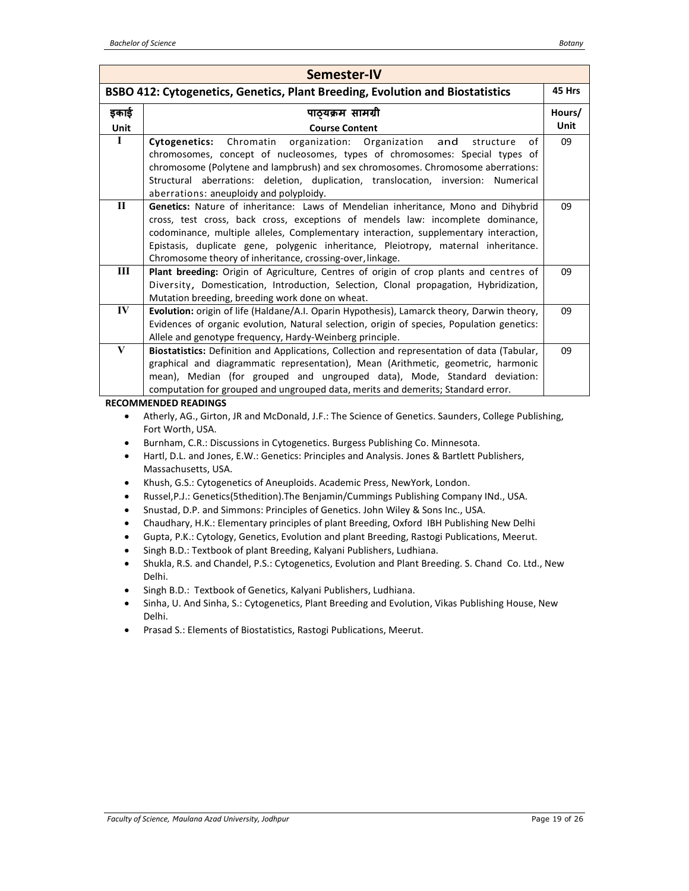## Semester-IV

| BSBO 412: Cytogenetics, Genetics, Plant Breeding, Evolution and Biostatistics | | 45 Hrs |
|---|---|---|
| इकाई Unit | पाठ्यक्रम सामग्री **Course Content** | Hours/ Unit |
| I | **Cytogenetics:** Chromatin organization: Organization and structure of chromosomes, concept of nucleosomes, types of chromosomes: Special types of chromosome (Polytene and lampbrush) and sex chromosomes. Chromosome aberrations: Structural aberrations: deletion, duplication, translocation, inversion: Numerical aberrations: aneuploidy and polyploidy. | 09 |
| II | **Genetics:** Nature of inheritance: Laws of Mendelian inheritance, Mono and Dihybrid cross, test cross, back cross, exceptions of mendels law: incomplete dominance, codominance, multiple alleles, Complementary interaction, supplementary interaction, Epistasis, duplicate gene, polygenic inheritance, Pleiotropy, maternal inheritance. Chromosome theory of inheritance, crossing-over, linkage. | 09 |
| III | **Plant breeding:** Origin of Agriculture, Centres of origin of crop plants and centres of Diversity, Domestication, Introduction, Selection, Clonal propagation, Hybridization, Mutation breeding, breeding work done on wheat. | 09 |
| IV | **Evolution:** origin of life (Haldane/A.I. Oparin Hypothesis), Lamarck theory, Darwin theory, Evidences of organic evolution, Natural selection, origin of species, Population genetics: Allele and genotype frequency, Hardy-Weinberg principle. | 09 |
| V | **Biostatistics:** Definition and Applications, Collection and representation of data (Tabular, graphical and diagrammatic representation), Mean (Arithmetic, geometric, harmonic mean), Median (for grouped and ungrouped data), Mode, Standard deviation: computation for grouped and ungrouped data, merits and demerits; Standard error. | 09 |

**RECOMMENDED READINGS**

- Atherly, AG., Girton, JR and McDonald, J.F.: The Science of Genetics. Saunders, College Publishing, Fort Worth, USA.
- Burnham, C.R.: Discussions in Cytogenetics. Burgess Publishing Co. Minnesota.
- Hartl, D.L. and Jones, E.W.: Genetics: Principles and Analysis. Jones & Bartlett Publishers, Massachusetts, USA.
- Khush, G.S.: Cytogenetics of Aneuploids. Academic Press, NewYork, London.
- Russel,P.J.: Genetics(5thedition).The Benjamin/Cummings Publishing Company INd., USA.
- Snustad, D.P. and Simmons: Principles of Genetics. John Wiley & Sons Inc., USA.
- Chaudhary, H.K.: Elementary principles of plant Breeding, Oxford IBH Publishing New Delhi
- Gupta, P.K.: Cytology, Genetics, Evolution and plant Breeding, Rastogi Publications, Meerut.
- Singh B.D.: Textbook of plant Breeding, Kalyani Publishers, Ludhiana.
- Shukla, R.S. and Chandel, P.S.: Cytogenetics, Evolution and Plant Breeding. S. Chand Co. Ltd., New Delhi.
- Singh B.D.: Textbook of Genetics, Kalyani Publishers, Ludhiana.
- Sinha, U. And Sinha, S.: Cytogenetics, Plant Breeding and Evolution, Vikas Publishing House, New Delhi.
- Prasad S.: Elements of Biostatistics, Rastogi Publications, Meerut.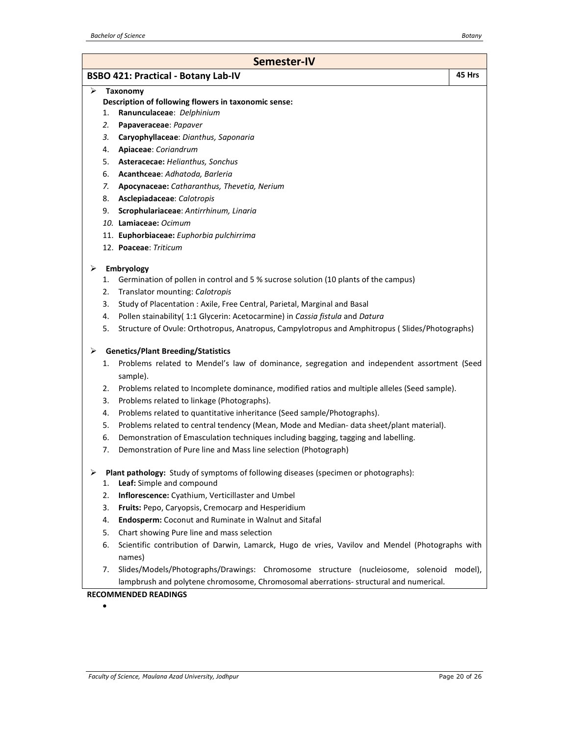## Semester-IV

### BSBO 421: Practical - Botany Lab-IV — 45 Hrs

- **Taxonomy**

  **Description of following flowers in taxonomic sense:**

  1. **Ranunculaceae**: *Delphinium*
  2. **Papaveraceae**: *Papaver*
  3. **Caryophyllaceae**: *Dianthus, Saponaria*
  4. **Apiaceae**: *Coriandrum*
  5. **Asteracecae:** *Helianthus, Sonchus*
  6. **Acanthceae**: *Adhatoda, Barleria*
  7. **Apocynaceae:** *Catharanthus, Thevetia, Nerium*
  8. **Asclepiadaceae**: *Calotropis*
  9. **Scrophulariaceae**: *Antirrhinum, Linaria*
  10. **Lamiaceae:** *Ocimum*
  11. **Euphorbiaceae:** *Euphorbia pulchirrima*
  12. **Poaceae**: *Triticum*

- **Embryology**

  1. Germination of pollen in control and 5 % sucrose solution (10 plants of the campus)
  2. Translator mounting: *Calotropis*
  3. Study of Placentation : Axile, Free Central, Parietal, Marginal and Basal
  4. Pollen stainability( 1:1 Glycerin: Acetocarmine) in *Cassia fistula* and *Datura*
  5. Structure of Ovule: Orthotropus, Anatropus, Campylotropus and Amphitropus ( Slides/Photographs)

- **Genetics/Plant Breeding/Statistics**

  1. Problems related to Mendel's law of dominance, segregation and independent assortment (Seed sample).
  2. Problems related to Incomplete dominance, modified ratios and multiple alleles (Seed sample).
  3. Problems related to linkage (Photographs).
  4. Problems related to quantitative inheritance (Seed sample/Photographs).
  5. Problems related to central tendency (Mean, Mode and Median- data sheet/plant material).
  6. Demonstration of Emasculation techniques including bagging, tagging and labelling.
  7. Demonstration of Pure line and Mass line selection (Photograph)

- **Plant pathology:** Study of symptoms of following diseases (specimen or photographs):

  1. **Leaf:** Simple and compound
  2. **Inflorescence:** Cyathium, Verticillaster and Umbel
  3. **Fruits:** Pepo, Caryopsis, Cremocarp and Hesperidium
  4. **Endosperm:** Coconut and Ruminate in Walnut and Sitafal
  5. Chart showing Pure line and mass selection
  6. Scientific contribution of Darwin, Lamarck, Hugo de vries, Vavilov and Mendel (Photographs with names)
  7. Slides/Models/Photographs/Drawings: Chromosome structure (nucleiosome, solenoid model), lampbrush and polytene chromosome, Chromosomal aberrations- structural and numerical.

**RECOMMENDED READINGS**

-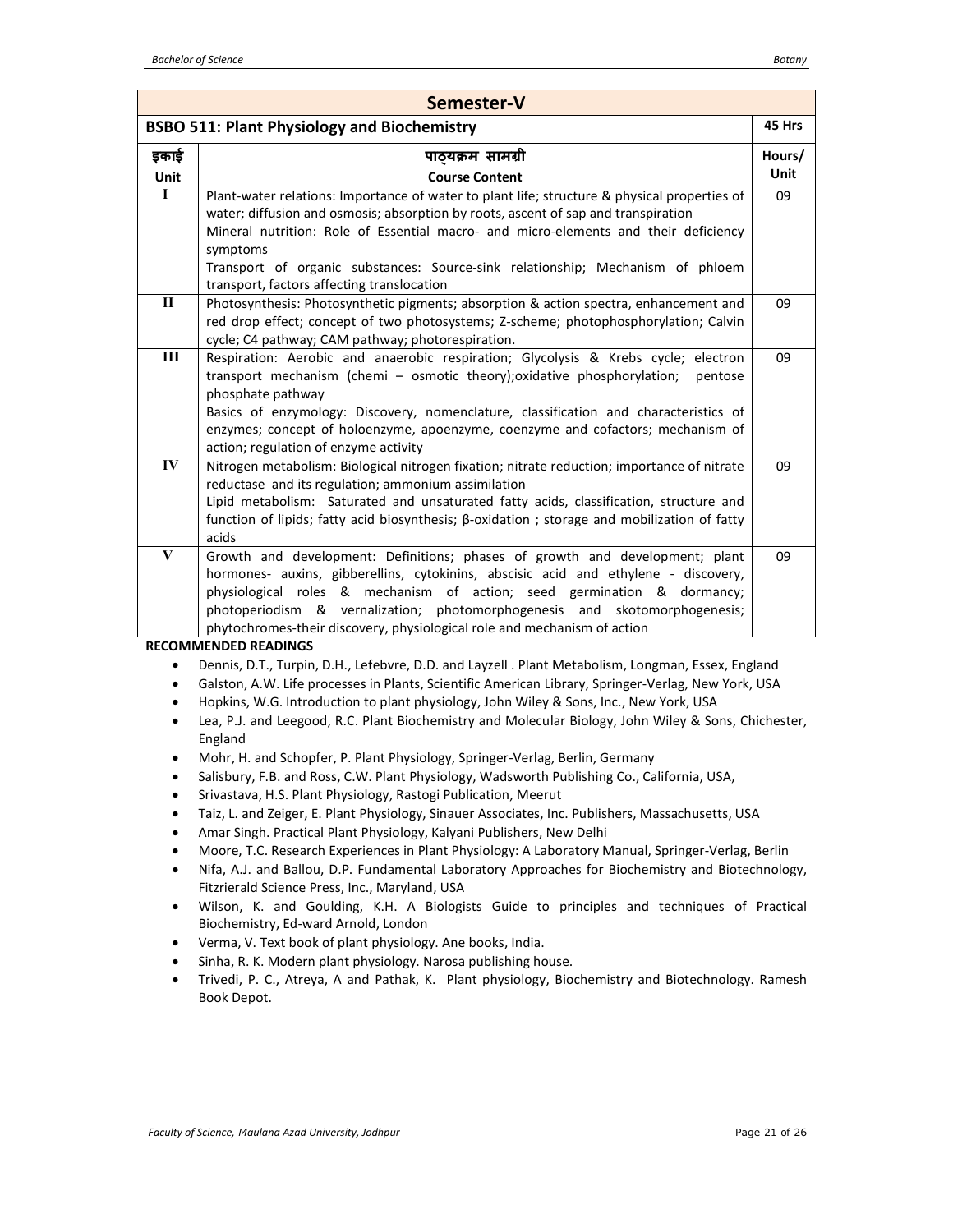## Semester-V

**BSBO 511: Plant Physiology and Biochemistry** — **45 Hrs**

| इकाई Unit | पाठ्यक्रम सामग्री Course Content | Hours/ Unit |
|---|---|---|
| I | Plant-water relations: Importance of water to plant life; structure & physical properties of water; diffusion and osmosis; absorption by roots, ascent of sap and transpiration<br>Mineral nutrition: Role of Essential macro- and micro-elements and their deficiency symptoms<br>Transport of organic substances: Source-sink relationship; Mechanism of phloem transport, factors affecting translocation | 09 |
| II | Photosynthesis: Photosynthetic pigments; absorption & action spectra, enhancement and red drop effect; concept of two photosystems; Z-scheme; photophosphorylation; Calvin cycle; C4 pathway; CAM pathway; photorespiration. | 09 |
| III | Respiration: Aerobic and anaerobic respiration; Glycolysis & Krebs cycle; electron transport mechanism (chemi – osmotic theory);oxidative phosphorylation; pentose phosphate pathway<br>Basics of enzymology: Discovery, nomenclature, classification and characteristics of enzymes; concept of holoenzyme, apoenzyme, coenzyme and cofactors; mechanism of action; regulation of enzyme activity | 09 |
| IV | Nitrogen metabolism: Biological nitrogen fixation; nitrate reduction; importance of nitrate reductase and its regulation; ammonium assimilation<br>Lipid metabolism: Saturated and unsaturated fatty acids, classification, structure and function of lipids; fatty acid biosynthesis; β-oxidation ; storage and mobilization of fatty acids | 09 |
| V | Growth and development: Definitions; phases of growth and development; plant hormones- auxins, gibberellins, cytokinins, abscisic acid and ethylene - discovery, physiological roles & mechanism of action; seed germination & dormancy; photoperiodism & vernalization; photomorphogenesis and skotomorphogenesis; phytochromes-their discovery, physiological role and mechanism of action | 09 |

**RECOMMENDED READINGS**

- Dennis, D.T., Turpin, D.H., Lefebvre, D.D. and Layzell . Plant Metabolism, Longman, Essex, England
- Galston, A.W. Life processes in Plants, Scientific American Library, Springer-Verlag, New York, USA
- Hopkins, W.G. Introduction to plant physiology, John Wiley & Sons, Inc., New York, USA
- Lea, P.J. and Leegood, R.C. Plant Biochemistry and Molecular Biology, John Wiley & Sons, Chichester, England
- Mohr, H. and Schopfer, P. Plant Physiology, Springer-Verlag, Berlin, Germany
- Salisbury, F.B. and Ross, C.W. Plant Physiology, Wadsworth Publishing Co., California, USA,
- Srivastava, H.S. Plant Physiology, Rastogi Publication, Meerut
- Taiz, L. and Zeiger, E. Plant Physiology, Sinauer Associates, Inc. Publishers, Massachusetts, USA
- Amar Singh. Practical Plant Physiology, Kalyani Publishers, New Delhi
- Moore, T.C. Research Experiences in Plant Physiology: A Laboratory Manual, Springer-Verlag, Berlin
- Nifa, A.J. and Ballou, D.P. Fundamental Laboratory Approaches for Biochemistry and Biotechnology, Fitzrierald Science Press, Inc., Maryland, USA
- Wilson, K. and Goulding, K.H. A Biologists Guide to principles and techniques of Practical Biochemistry, Ed-ward Arnold, London
- Verma, V. Text book of plant physiology. Ane books, India.
- Sinha, R. K. Modern plant physiology. Narosa publishing house.
- Trivedi, P. C., Atreya, A and Pathak, K. Plant physiology, Biochemistry and Biotechnology. Ramesh Book Depot.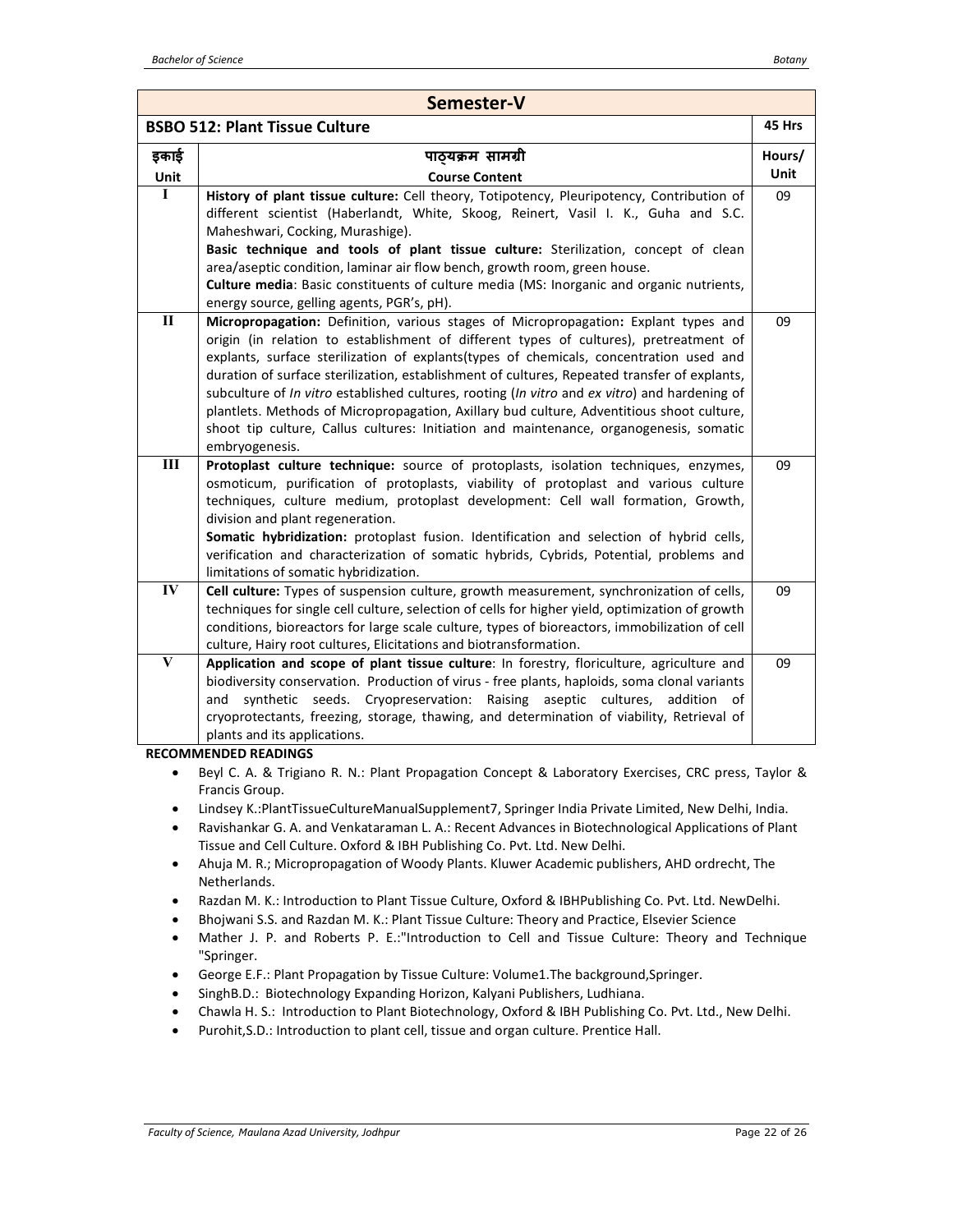## Semester-V

| BSBO 512: Plant Tissue Culture | | 45 Hrs |
|---|---|---|
| इकाई<br>Unit | पाठ्यक्रम सामग्री<br>Course Content | Hours/<br>Unit |
| I | **History of plant tissue culture:** Cell theory, Totipotency, Pleuripotency, Contribution of different scientist (Haberlandt, White, Skoog, Reinert, Vasil I. K., Guha and S.C. Maheshwari, Cocking, Murashige).<br>**Basic technique and tools of plant tissue culture:** Sterilization, concept of clean area/aseptic condition, laminar air flow bench, growth room, green house.<br>**Culture media**: Basic constituents of culture media (MS: Inorganic and organic nutrients, energy source, gelling agents, PGR's, pH). | 09 |
| II | **Micropropagation:** Definition, various stages of Micropropagation**:** Explant types and origin (in relation to establishment of different types of cultures), pretreatment of explants, surface sterilization of explants(types of chemicals, concentration used and duration of surface sterilization, establishment of cultures, Repeated transfer of explants, subculture of *In vitro* established cultures, rooting (*In vitro* and *ex vitro*) and hardening of plantlets. Methods of Micropropagation, Axillary bud culture, Adventitious shoot culture, shoot tip culture, Callus cultures: Initiation and maintenance, organogenesis, somatic embryogenesis. | 09 |
| III | **Protoplast culture technique:** source of protoplasts, isolation techniques, enzymes, osmoticum, purification of protoplasts, viability of protoplast and various culture techniques, culture medium, protoplast development: Cell wall formation, Growth, division and plant regeneration.<br>**Somatic hybridization:** protoplast fusion. Identification and selection of hybrid cells, verification and characterization of somatic hybrids, Cybrids, Potential, problems and limitations of somatic hybridization. | 09 |
| IV | **Cell culture:** Types of suspension culture, growth measurement, synchronization of cells, techniques for single cell culture, selection of cells for higher yield, optimization of growth conditions, bioreactors for large scale culture, types of bioreactors, immobilization of cell culture, Hairy root cultures, Elicitations and biotransformation. | 09 |
| V | **Application and scope of plant tissue culture**: In forestry, floriculture, agriculture and biodiversity conservation. Production of virus - free plants, haploids, soma clonal variants and synthetic seeds. Cryopreservation: Raising aseptic cultures, addition of cryoprotectants, freezing, storage, thawing, and determination of viability, Retrieval of plants and its applications. | 09 |

**RECOMMENDED READINGS**

- Beyl C. A. & Trigiano R. N.: Plant Propagation Concept & Laboratory Exercises, CRC press, Taylor & Francis Group.
- Lindsey K.:PlantTissueCultureManualSupplement7, Springer India Private Limited, New Delhi, India.
- Ravishankar G. A. and Venkataraman L. A.: Recent Advances in Biotechnological Applications of Plant Tissue and Cell Culture. Oxford & IBH Publishing Co. Pvt. Ltd. New Delhi.
- Ahuja M. R.; Micropropagation of Woody Plants. Kluwer Academic publishers, AHD ordrecht, The Netherlands.
- Razdan M. K.: Introduction to Plant Tissue Culture, Oxford & IBHPublishing Co. Pvt. Ltd. NewDelhi.
- Bhojwani S.S. and Razdan M. K.: Plant Tissue Culture: Theory and Practice, Elsevier Science
- Mather J. P. and Roberts P. E.:"Introduction to Cell and Tissue Culture: Theory and Technique "Springer.
- George E.F.: Plant Propagation by Tissue Culture: Volume1.The background,Springer.
- SinghB.D.: Biotechnology Expanding Horizon, Kalyani Publishers, Ludhiana.
- Chawla H. S.: Introduction to Plant Biotechnology, Oxford & IBH Publishing Co. Pvt. Ltd., New Delhi.
- Purohit,S.D.: Introduction to plant cell, tissue and organ culture. Prentice Hall.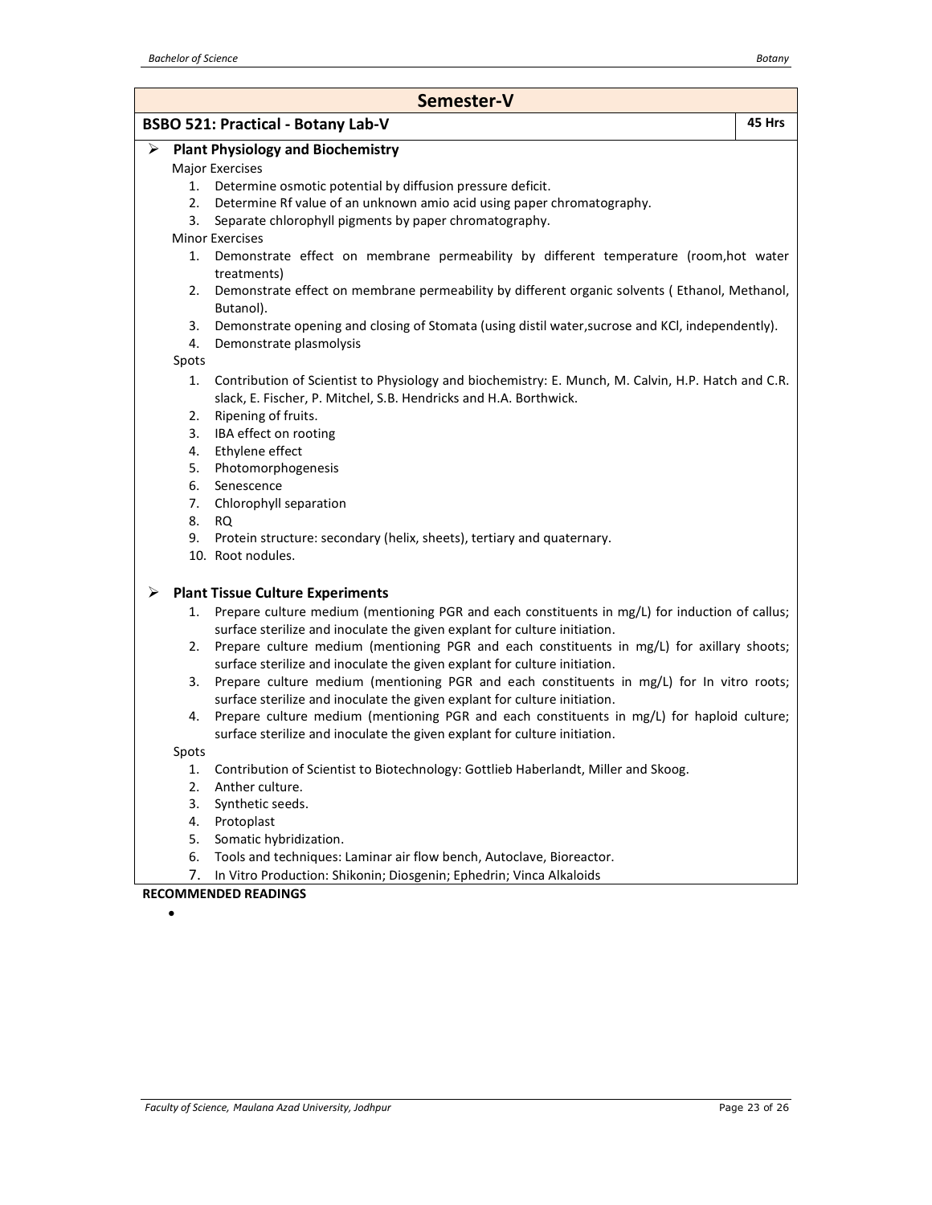## Semester-V

**BSBO 521: Practical - Botany Lab-V** | **45 Hrs**

- **Plant Physiology and Biochemistry**

  Major Exercises

  1. Determine osmotic potential by diffusion pressure deficit.
  2. Determine Rf value of an unknown amio acid using paper chromatography.
  3. Separate chlorophyll pigments by paper chromatography.

  Minor Exercises

  1. Demonstrate effect on membrane permeability by different temperature (room,hot water treatments)
  2. Demonstrate effect on membrane permeability by different organic solvents ( Ethanol, Methanol, Butanol).
  3. Demonstrate opening and closing of Stomata (using distil water,sucrose and KCl, independently).
  4. Demonstrate plasmolysis

  Spots

  1. Contribution of Scientist to Physiology and biochemistry: E. Munch, M. Calvin, H.P. Hatch and C.R. slack, E. Fischer, P. Mitchel, S.B. Hendricks and H.A. Borthwick.
  2. Ripening of fruits.
  3. IBA effect on rooting
  4. Ethylene effect
  5. Photomorphogenesis
  6. Senescence
  7. Chlorophyll separation
  8. RQ
  9. Protein structure: secondary (helix, sheets), tertiary and quaternary.
  10. Root nodules.

- **Plant Tissue Culture Experiments**

  1. Prepare culture medium (mentioning PGR and each constituents in mg/L) for induction of callus; surface sterilize and inoculate the given explant for culture initiation.
  2. Prepare culture medium (mentioning PGR and each constituents in mg/L) for axillary shoots; surface sterilize and inoculate the given explant for culture initiation.
  3. Prepare culture medium (mentioning PGR and each constituents in mg/L) for In vitro roots; surface sterilize and inoculate the given explant for culture initiation.
  4. Prepare culture medium (mentioning PGR and each constituents in mg/L) for haploid culture; surface sterilize and inoculate the given explant for culture initiation.

  Spots

  1. Contribution of Scientist to Biotechnology: Gottlieb Haberlandt, Miller and Skoog.
  2. Anther culture.
  3. Synthetic seeds.
  4. Protoplast
  5. Somatic hybridization.
  6. Tools and techniques: Laminar air flow bench, Autoclave, Bioreactor.
  7. In Vitro Production: Shikonin; Diosgenin; Ephedrin; Vinca Alkaloids

**RECOMMENDED READINGS**

-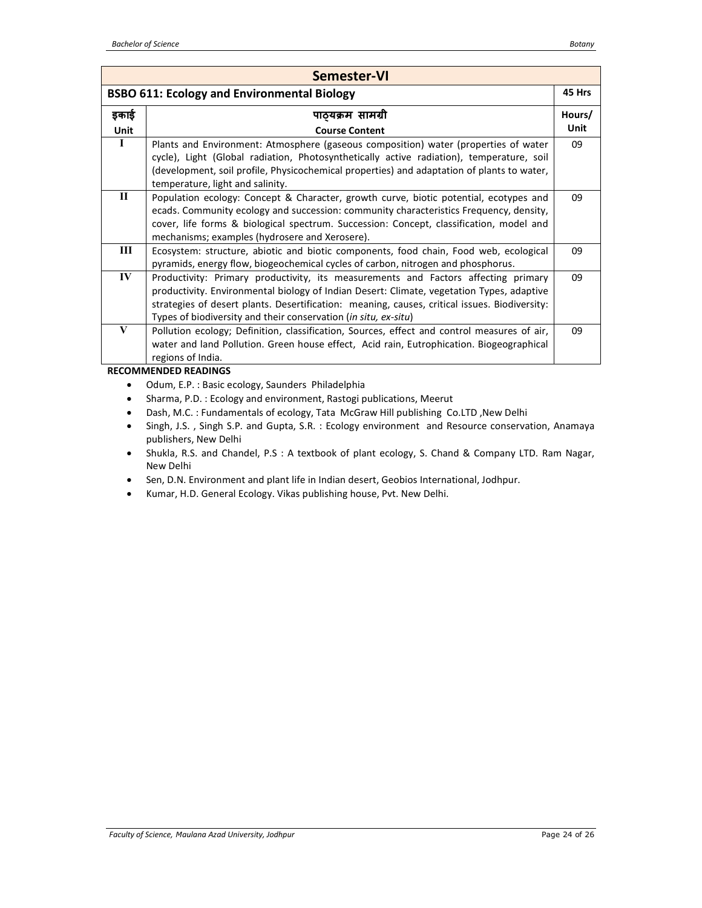## Semester-VI

| BSBO 611: Ecology and Environmental Biology | | 45 Hrs |
|---|---|---|
| इकाई<br>Unit | पाठ्यक्रम सामग्री<br>Course Content | Hours/<br>Unit |
| I | Plants and Environment: Atmosphere (gaseous composition) water (properties of water cycle), Light (Global radiation, Photosynthetically active radiation), temperature, soil (development, soil profile, Physicochemical properties) and adaptation of plants to water, temperature, light and salinity. | 09 |
| II | Population ecology: Concept & Character, growth curve, biotic potential, ecotypes and ecads. Community ecology and succession: community characteristics Frequency, density, cover, life forms & biological spectrum. Succession: Concept, classification, model and mechanisms; examples (hydrosere and Xerosere). | 09 |
| III | Ecosystem: structure, abiotic and biotic components, food chain, Food web, ecological pyramids, energy flow, biogeochemical cycles of carbon, nitrogen and phosphorus. | 09 |
| IV | Productivity: Primary productivity, its measurements and Factors affecting primary productivity. Environmental biology of Indian Desert: Climate, vegetation Types, adaptive strategies of desert plants. Desertification: meaning, causes, critical issues. Biodiversity: Types of biodiversity and their conservation (*in situ, ex-situ*) | 09 |
| V | Pollution ecology; Definition, classification, Sources, effect and control measures of air, water and land Pollution. Green house effect, Acid rain, Eutrophication. Biogeographical regions of India. | 09 |

**RECOMMENDED READINGS**

- Odum, E.P. : Basic ecology, Saunders Philadelphia
- Sharma, P.D. : Ecology and environment, Rastogi publications, Meerut
- Dash, M.C. : Fundamentals of ecology, Tata McGraw Hill publishing Co.LTD ,New Delhi
- Singh, J.S. , Singh S.P. and Gupta, S.R. : Ecology environment and Resource conservation, Anamaya publishers, New Delhi
- Shukla, R.S. and Chandel, P.S : A textbook of plant ecology, S. Chand & Company LTD. Ram Nagar, New Delhi
- Sen, D.N. Environment and plant life in Indian desert, Geobios International, Jodhpur.
- Kumar, H.D. General Ecology. Vikas publishing house, Pvt. New Delhi.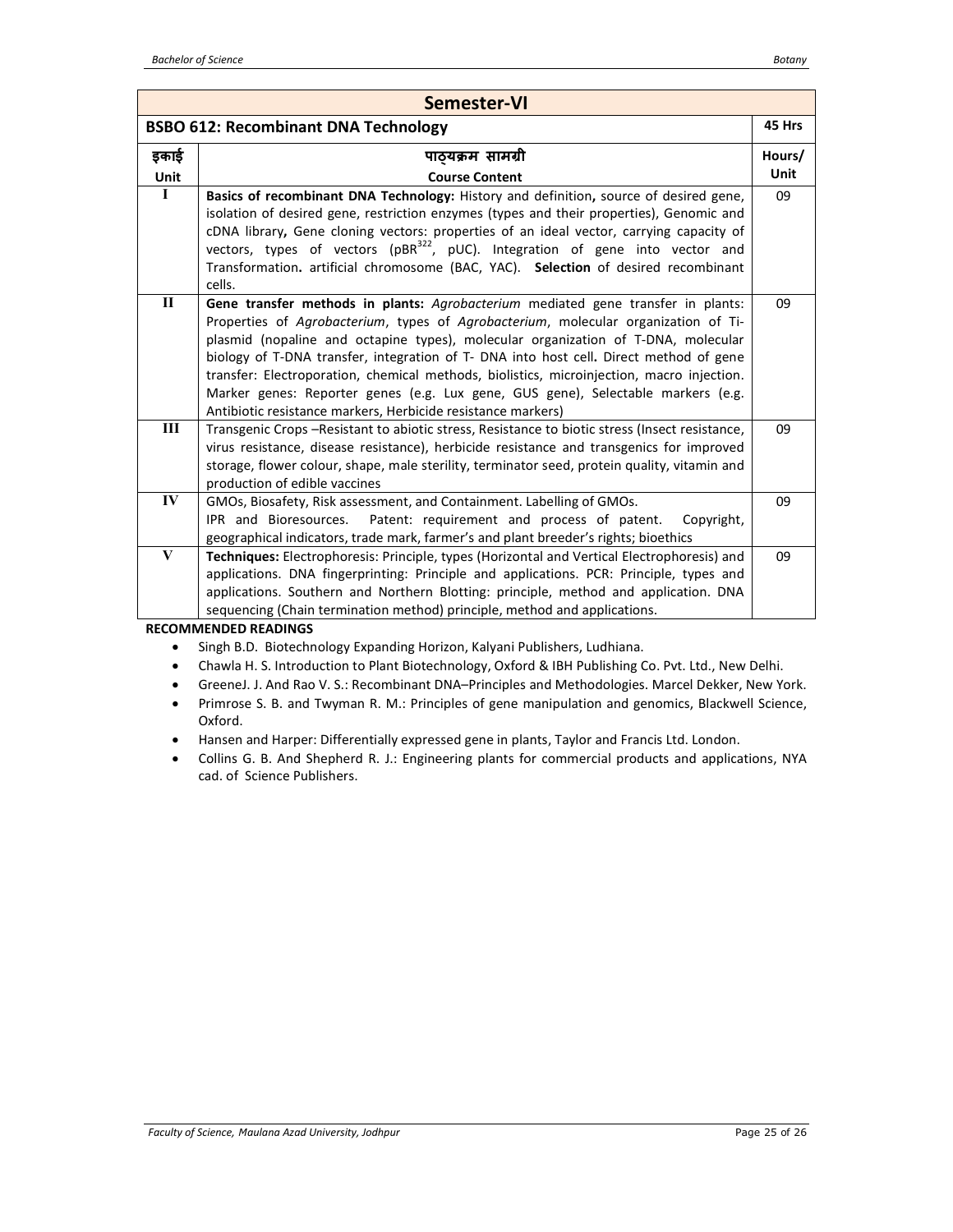| Semester-VI | | |
|---|---|---|
| **BSBO 612: Recombinant DNA Technology** | | **45 Hrs** |
| **इकाई Unit** | **पाठ्यक्रम सामग्री Course Content** | **Hours/ Unit** |
| **I** | **Basics of recombinant DNA Technology:** History and definition**,** source of desired gene, isolation of desired gene, restriction enzymes (types and their properties), Genomic and cDNA library**,** Gene cloning vectors: properties of an ideal vector, carrying capacity of vectors, types of vectors ($pBR^{322}$, pUC). Integration of gene into vector and Transformation**.** artificial chromosome (BAC, YAC). **Selection** of desired recombinant cells. | 09 |
| **II** | **Gene transfer methods in plants:** *Agrobacterium* mediated gene transfer in plants: Properties of *Agrobacterium*, types of *Agrobacterium*, molecular organization of Ti-plasmid (nopaline and octapine types), molecular organization of T-DNA, molecular biology of T-DNA transfer, integration of T- DNA into host cell**.** Direct method of gene transfer: Electroporation, chemical methods, biolistics, microinjection, macro injection. Marker genes: Reporter genes (e.g. Lux gene, GUS gene), Selectable markers (e.g. Antibiotic resistance markers, Herbicide resistance markers) | 09 |
| **III** | Transgenic Crops –Resistant to abiotic stress, Resistance to biotic stress (Insect resistance, virus resistance, disease resistance), herbicide resistance and transgenics for improved storage, flower colour, shape, male sterility, terminator seed, protein quality, vitamin and production of edible vaccines | 09 |
| **IV** | GMOs, Biosafety, Risk assessment, and Containment. Labelling of GMOs. IPR and Bioresources. Patent: requirement and process of patent. Copyright, geographical indicators, trade mark, farmer's and plant breeder's rights; bioethics | 09 |
| **V** | **Techniques:** Electrophoresis: Principle, types (Horizontal and Vertical Electrophoresis) and applications. DNA fingerprinting: Principle and applications. PCR: Principle, types and applications. Southern and Northern Blotting: principle, method and application. DNA sequencing (Chain termination method) principle, method and applications. | 09 |

**RECOMMENDED READINGS**

- Singh B.D. Biotechnology Expanding Horizon, Kalyani Publishers, Ludhiana.
- Chawla H. S. Introduction to Plant Biotechnology, Oxford & IBH Publishing Co. Pvt. Ltd., New Delhi.
- GreeneJ. J. And Rao V. S.: Recombinant DNA–Principles and Methodologies. Marcel Dekker, New York.
- Primrose S. B. and Twyman R. M.: Principles of gene manipulation and genomics, Blackwell Science, Oxford.
- Hansen and Harper: Differentially expressed gene in plants, Taylor and Francis Ltd. London.
- Collins G. B. And Shepherd R. J.: Engineering plants for commercial products and applications, NYA cad. of Science Publishers.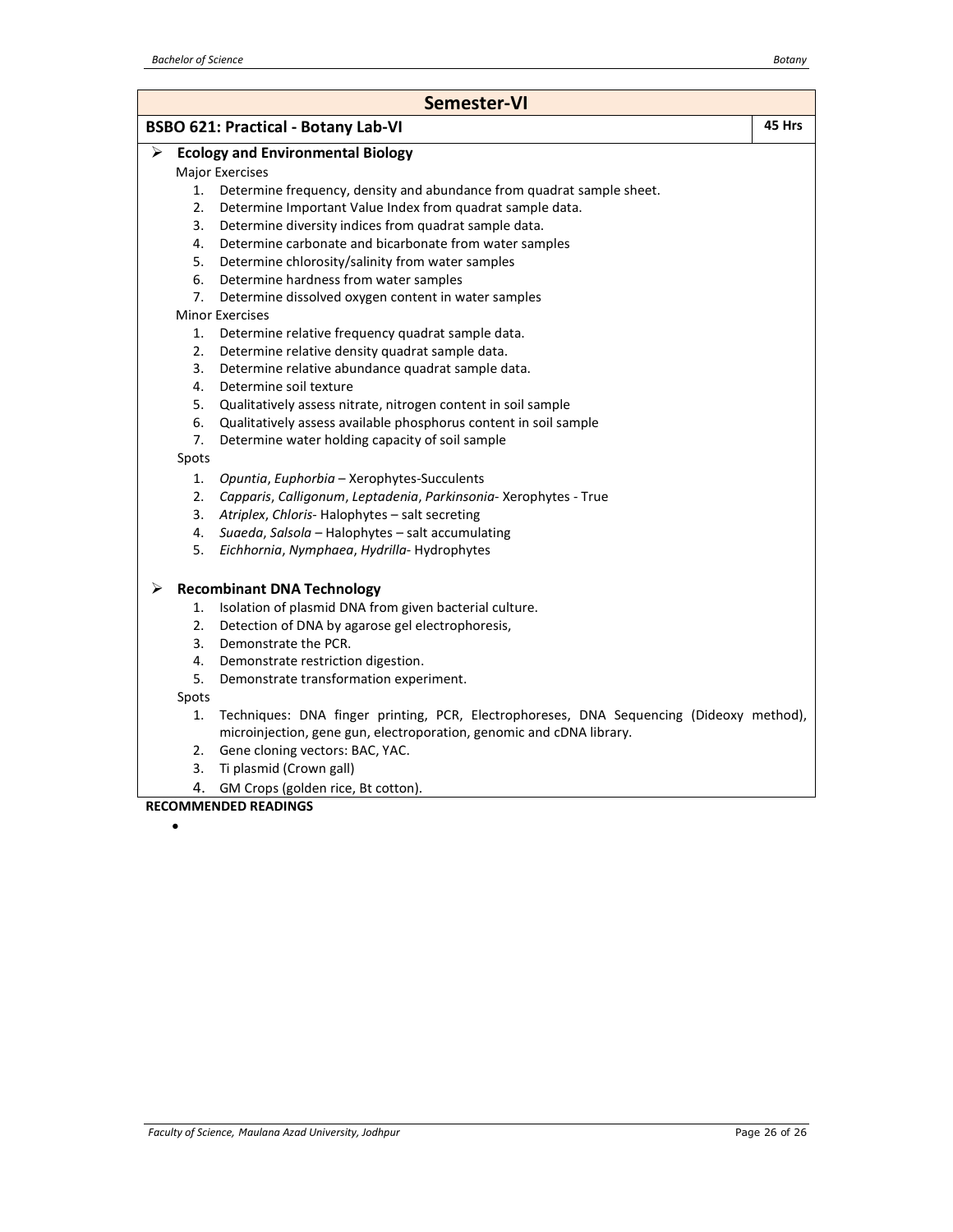## Semester-VI

### BSBO 621: Practical - Botany Lab-VI — 45 Hrs

- **Ecology and Environmental Biology**

Major Exercises

1. Determine frequency, density and abundance from quadrat sample sheet.
2. Determine Important Value Index from quadrat sample data.
3. Determine diversity indices from quadrat sample data.
4. Determine carbonate and bicarbonate from water samples
5. Determine chlorosity/salinity from water samples
6. Determine hardness from water samples
7. Determine dissolved oxygen content in water samples

Minor Exercises

1. Determine relative frequency quadrat sample data.
2. Determine relative density quadrat sample data.
3. Determine relative abundance quadrat sample data.
4. Determine soil texture
5. Qualitatively assess nitrate, nitrogen content in soil sample
6. Qualitatively assess available phosphorus content in soil sample
7. Determine water holding capacity of soil sample

Spots

1. *Opuntia*, *Euphorbia* – Xerophytes-Succulents
2. *Capparis*, *Calligonum*, *Leptadenia*, *Parkinsonia*- Xerophytes - True
3. *Atriplex*, *Chloris*- Halophytes – salt secreting
4. *Suaeda*, *Salsola* – Halophytes – salt accumulating
5. *Eichhornia*, *Nymphaea*, *Hydrilla*- Hydrophytes

- **Recombinant DNA Technology**

1. Isolation of plasmid DNA from given bacterial culture.
2. Detection of DNA by agarose gel electrophoresis,
3. Demonstrate the PCR.
4. Demonstrate restriction digestion.
5. Demonstrate transformation experiment.

Spots

1. Techniques: DNA finger printing, PCR, Electrophoreses, DNA Sequencing (Dideoxy method), microinjection, gene gun, electroporation, genomic and cDNA library.
2. Gene cloning vectors: BAC, YAC.
3. Ti plasmid (Crown gall)
4. GM Crops (golden rice, Bt cotton).

**RECOMMENDED READINGS**

-